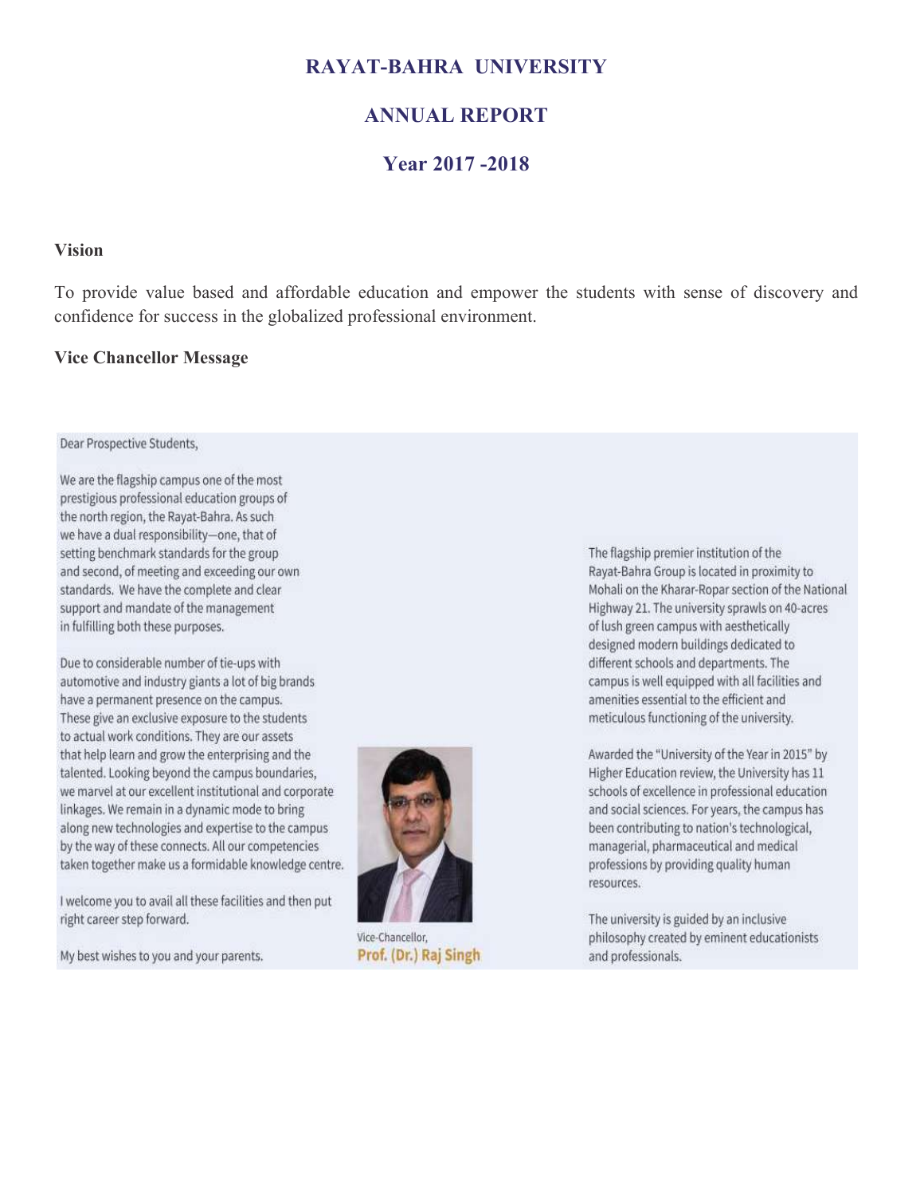# RAYAT-BAHRA UNIVERSITY

## ANNUAL REPORT

## Year 2017 -2018

### Vision

To provide value based and affordable education and empower the students with sense of discovery and confidence for success in the globalized professional environment.

### Vice Chancellor Message

Dear Prospective Students,

We are the flagship campus one of the most prestigious professional education groups of the north region, the Rayat-Bahra. As such we have a dual responsibility—one, that of setting benchmark standards for the group and second, of meeting and exceeding our own standards. We have the complete and clear support and mandate of the management in fulfilling both these purposes.

Due to considerable number of tie-ups with automotive and industry giants a lot of big brands have a permanent presence on the campus. These give an exclusive exposure to the students to actual work conditions. They are our assets that help learn and grow the enterprising and the talented. Looking beyond the campus boundaries, we marvel at our excellent institutional and corporate linkages. We remain in a dynamic mode to bring along new technologies and expertise to the campus by the way of these connects. All our competencies taken together make us a formidable knowledge centre.

I welcome you to avail all these facilities and then put right career step forward.

My best wishes to you and your parents.

Vice-Chancellor,
**Prof. (Dr.) Raj Singh**

The flagship premier institution of the Rayat-Bahra Group is located in proximity to Mohali on the Kharar-Ropar section of the National Highway 21. The university sprawls on 40-acres of lush green campus with aesthetically designed modern buildings dedicated to different schools and departments. The campus is well equipped with all facilities and amenities essential to the efficient and meticulous functioning of the university.

Awarded the "University of the Year in 2015" by Higher Education review, the University has 11 schools of excellence in professional education and social sciences. For years, the campus has been contributing to nation's technological, managerial, pharmaceutical and medical professions by providing quality human resources.

The university is guided by an inclusive philosophy created by eminent educationists and professionals.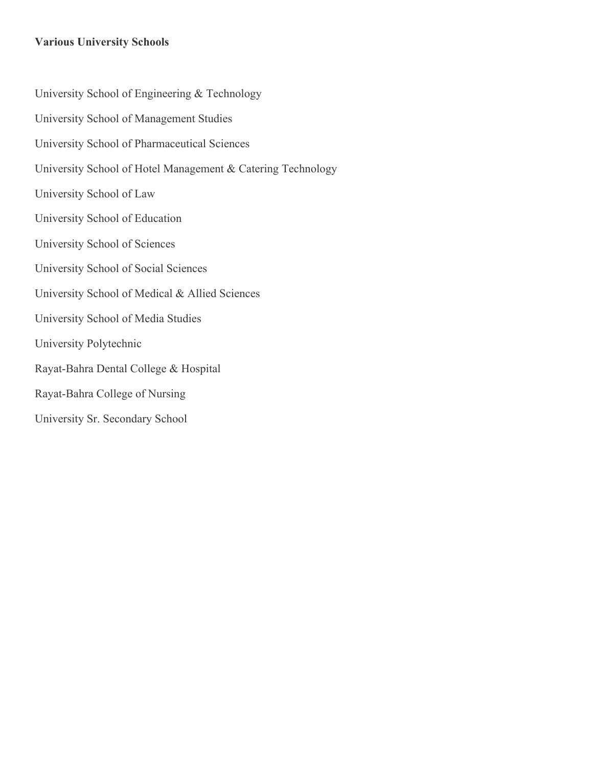**Various University Schools**

University School of Engineering & Technology

University School of Management Studies

University School of Pharmaceutical Sciences

University School of Hotel Management & Catering Technology

University School of Law

University School of Education

University School of Sciences

University School of Social Sciences

University School of Medical & Allied Sciences

University School of Media Studies

University Polytechnic

Rayat-Bahra Dental College & Hospital

Rayat-Bahra College of Nursing

University Sr. Secondary School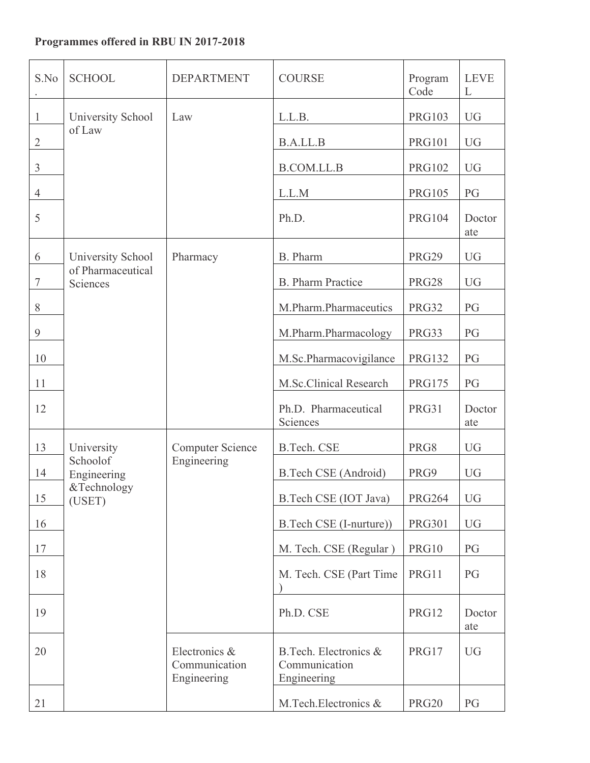**Programmes offered in RBU IN 2017-2018**

| S.No. | SCHOOL | DEPARTMENT | COURSE | Program Code | LEVEL |
|---|---|---|---|---|---|
| 1 | University School of Law | Law | L.L.B. | PRG103 | UG |
| 2 | | | B.A.LL.B | PRG101 | UG |
| 3 | | | B.COM.LL.B | PRG102 | UG |
| 4 | | | L.L.M | PRG105 | PG |
| 5 | | | Ph.D. | PRG104 | Doctorate |
| 6 | University School of Pharmaceutical Sciences | Pharmacy | B. Pharm | PRG29 | UG |
| 7 | | | B. Pharm Practice | PRG28 | UG |
| 8 | | | M.Pharm.Pharmaceutics | PRG32 | PG |
| 9 | | | M.Pharm.Pharmacology | PRG33 | PG |
| 10 | | | M.Sc.Pharmacovigilance | PRG132 | PG |
| 11 | | | M.Sc.Clinical Research | PRG175 | PG |
| 12 | | | Ph.D. Pharmaceutical Sciences | PRG31 | Doctorate |
| 13 | University Schoolof Engineering &Technology (USET) | Computer Science Engineering | B.Tech. CSE | PRG8 | UG |
| 14 | | | B.Tech CSE (Android) | PRG9 | UG |
| 15 | | | B.Tech CSE (IOT Java) | PRG264 | UG |
| 16 | | | B.Tech CSE (I-nurture)) | PRG301 | UG |
| 17 | | | M. Tech. CSE (Regular ) | PRG10 | PG |
| 18 | | | M. Tech. CSE (Part Time ) | PRG11 | PG |
| 19 | | | Ph.D. CSE | PRG12 | Doctorate |
| 20 | | Electronics & Communication Engineering | B.Tech. Electronics & Communication Engineering | PRG17 | UG |
| 21 | | | M.Tech.Electronics & | PRG20 | PG |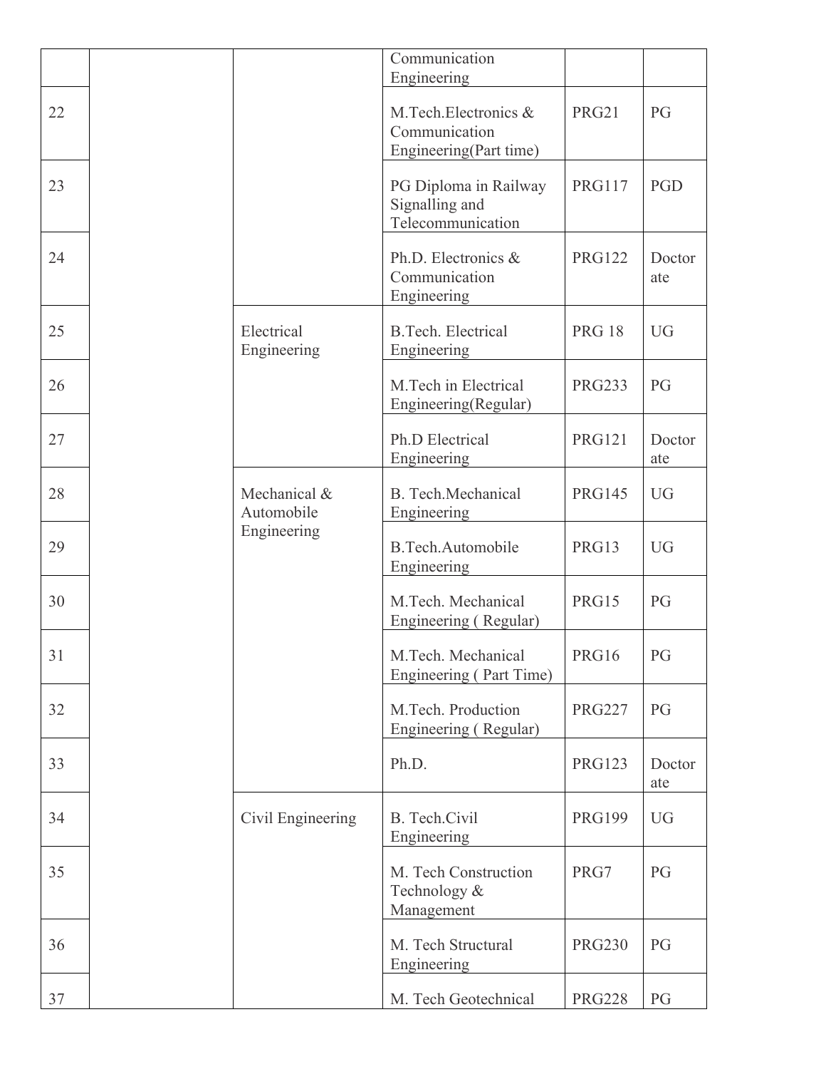| | | | Communication Engineering | | |
|---|---|---|---|---|---|
| 22 | | | M.Tech.Electronics & Communication Engineering(Part time) | PRG21 | PG |
| 23 | | | PG Diploma in Railway Signalling and Telecommunication | PRG117 | PGD |
| 24 | | | Ph.D. Electronics & Communication Engineering | PRG122 | Doctorate |
| 25 | | Electrical Engineering | B.Tech. Electrical Engineering | PRG 18 | UG |
| 26 | | | M.Tech in Electrical Engineering(Regular) | PRG233 | PG |
| 27 | | | Ph.D Electrical Engineering | PRG121 | Doctorate |
| 28 | | Mechanical & Automobile Engineering | B. Tech.Mechanical Engineering | PRG145 | UG |
| 29 | | | B.Tech.Automobile Engineering | PRG13 | UG |
| 30 | | | M.Tech. Mechanical Engineering ( Regular) | PRG15 | PG |
| 31 | | | M.Tech. Mechanical Engineering ( Part Time) | PRG16 | PG |
| 32 | | | M.Tech. Production Engineering ( Regular) | PRG227 | PG |
| 33 | | | Ph.D. | PRG123 | Doctorate |
| 34 | | Civil Engineering | B. Tech.Civil Engineering | PRG199 | UG |
| 35 | | | M. Tech Construction Technology & Management | PRG7 | PG |
| 36 | | | M. Tech Structural Engineering | PRG230 | PG |
| 37 | | | M. Tech Geotechnical | PRG228 | PG |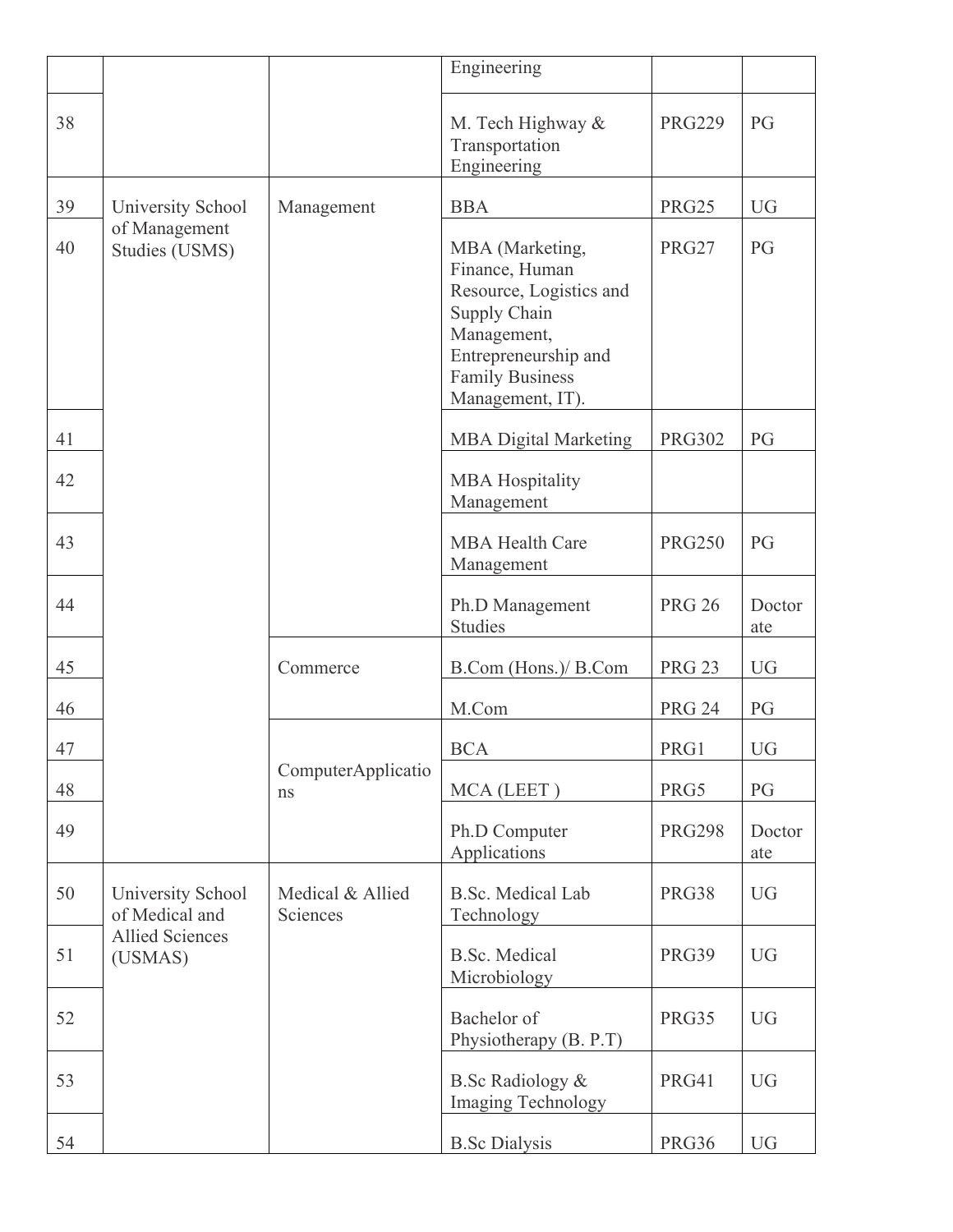| | | | Engineering | | |
|---|---|---|---|---|---|
| 38 | | | M. Tech Highway & Transportation Engineering | PRG229 | PG |
| 39 | University School of Management Studies (USMS) | Management | BBA | PRG25 | UG |
| 40 | | | MBA (Marketing, Finance, Human Resource, Logistics and Supply Chain Management, Entrepreneurship and Family Business Management, IT). | PRG27 | PG |
| 41 | | | MBA Digital Marketing | PRG302 | PG |
| 42 | | | MBA Hospitality Management | | |
| 43 | | | MBA Health Care Management | PRG250 | PG |
| 44 | | | Ph.D Management Studies | PRG 26 | Doctorate |
| 45 | | Commerce | B.Com (Hons.)/ B.Com | PRG 23 | UG |
| 46 | | | M.Com | PRG 24 | PG |
| 47 | | ComputerApplications | BCA | PRG1 | UG |
| 48 | | | MCA (LEET ) | PRG5 | PG |
| 49 | | | Ph.D Computer Applications | PRG298 | Doctorate |
| 50 | University School of Medical and Allied Sciences (USMAS) | Medical & Allied Sciences | B.Sc. Medical Lab Technology | PRG38 | UG |
| 51 | | | B.Sc. Medical Microbiology | PRG39 | UG |
| 52 | | | Bachelor of Physiotherapy (B. P.T) | PRG35 | UG |
| 53 | | | B.Sc Radiology & Imaging Technology | PRG41 | UG |
| 54 | | | B.Sc Dialysis | PRG36 | UG |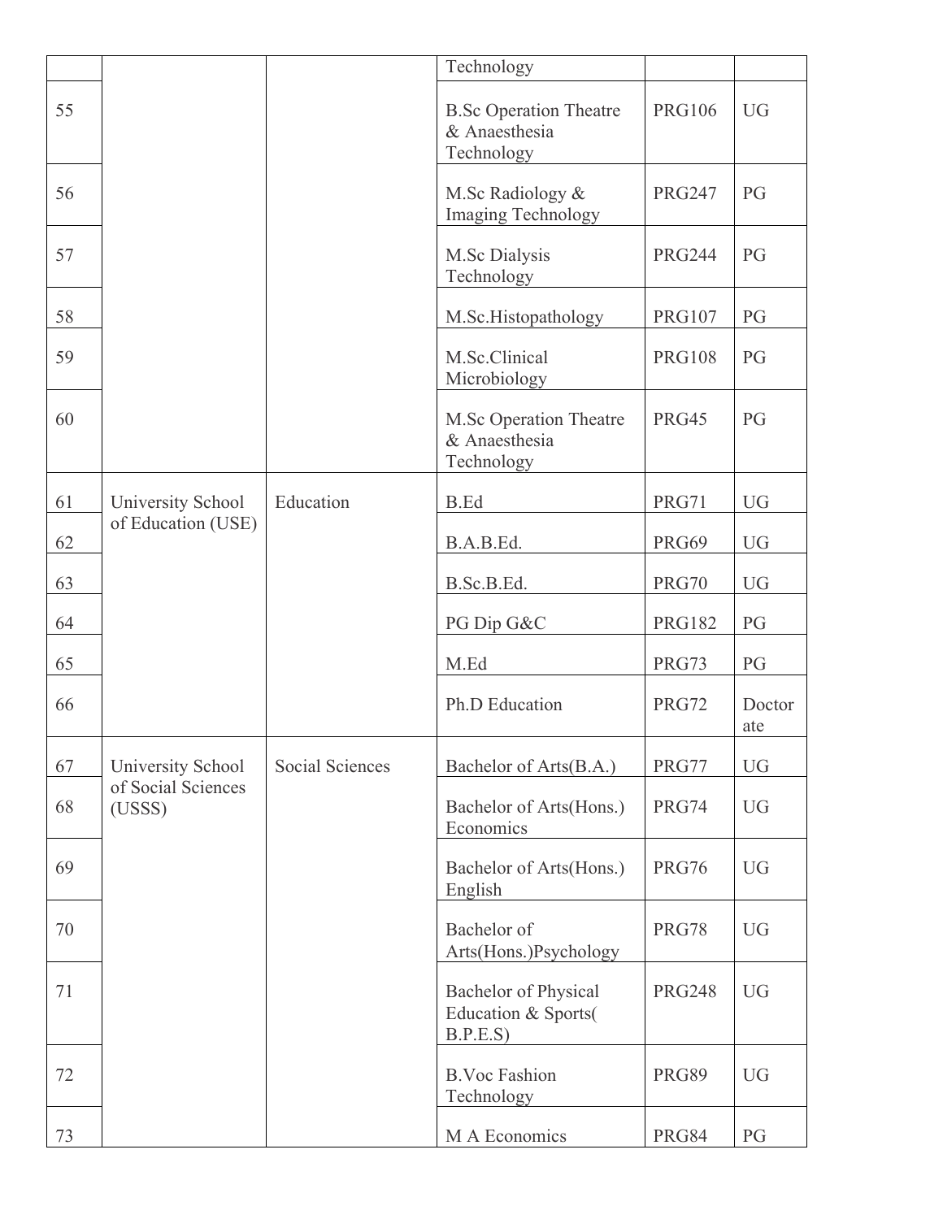| | | | | | |
|---|---|---|---|---|---|
| | | | Technology | | |
| 55 | | | B.Sc Operation Theatre & Anaesthesia Technology | PRG106 | UG |
| 56 | | | M.Sc Radiology & Imaging Technology | PRG247 | PG |
| 57 | | | M.Sc Dialysis Technology | PRG244 | PG |
| 58 | | | M.Sc.Histopathology | PRG107 | PG |
| 59 | | | M.Sc.Clinical Microbiology | PRG108 | PG |
| 60 | | | M.Sc Operation Theatre & Anaesthesia Technology | PRG45 | PG |
| 61 | University School of Education (USE) | Education | B.Ed | PRG71 | UG |
| 62 | | | B.A.B.Ed. | PRG69 | UG |
| 63 | | | B.Sc.B.Ed. | PRG70 | UG |
| 64 | | | PG Dip G&C | PRG182 | PG |
| 65 | | | M.Ed | PRG73 | PG |
| 66 | | | Ph.D Education | PRG72 | Doctorate |
| 67 | University School of Social Sciences (USSS) | Social Sciences | Bachelor of Arts(B.A.) | PRG77 | UG |
| 68 | | | Bachelor of Arts(Hons.) Economics | PRG74 | UG |
| 69 | | | Bachelor of Arts(Hons.) English | PRG76 | UG |
| 70 | | | Bachelor of Arts(Hons.)Psychology | PRG78 | UG |
| 71 | | | Bachelor of Physical Education & Sports( B.P.E.S) | PRG248 | UG |
| 72 | | | B.Voc Fashion Technology | PRG89 | UG |
| 73 | | | M A Economics | PRG84 | PG |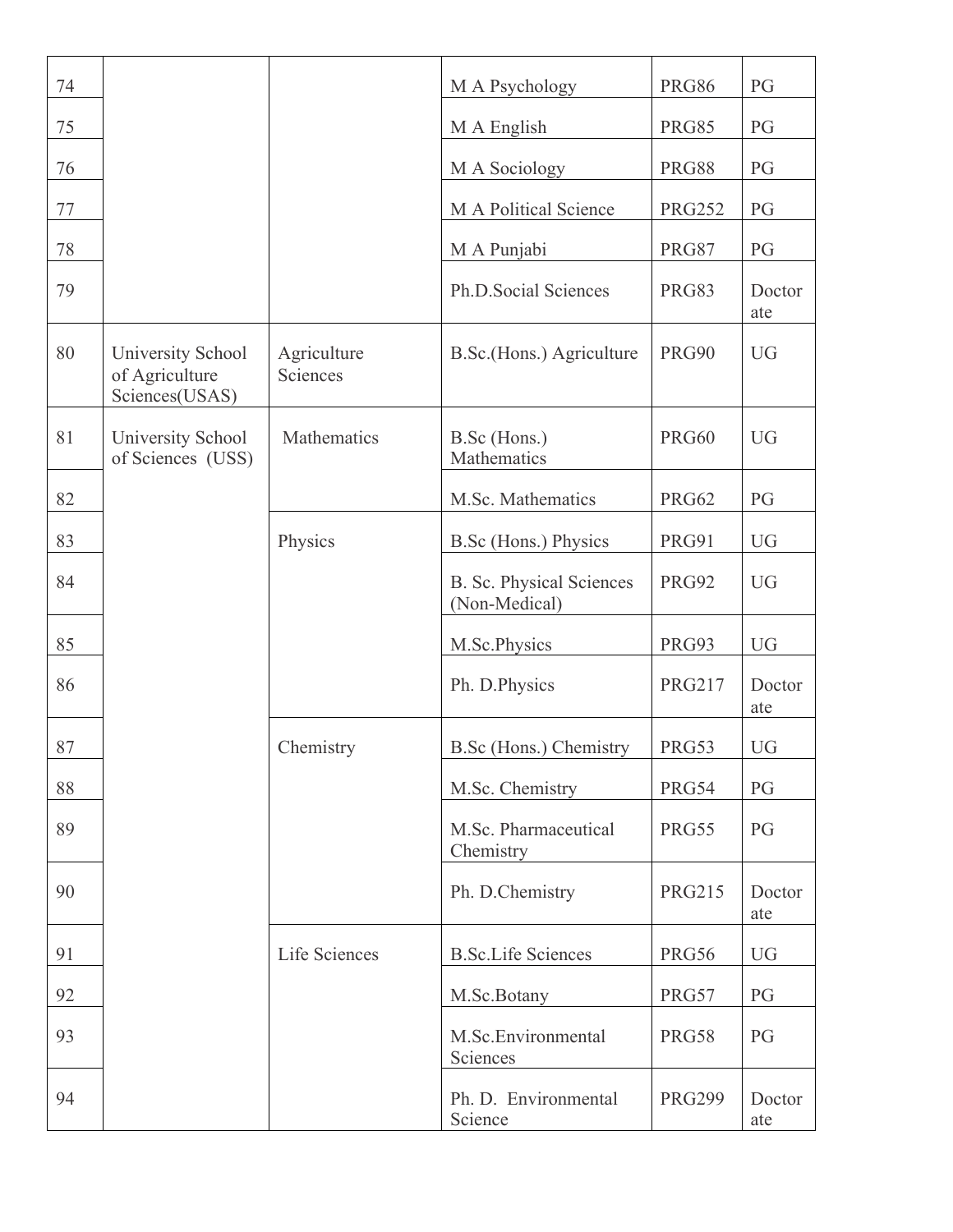| | | | | | |
|---|---|---|---|---|---|
| 74 | | | M A Psychology | PRG86 | PG |
| 75 | | | M A English | PRG85 | PG |
| 76 | | | M A Sociology | PRG88 | PG |
| 77 | | | M A Political Science | PRG252 | PG |
| 78 | | | M A Punjabi | PRG87 | PG |
| 79 | | | Ph.D.Social Sciences | PRG83 | Doctorate |
| 80 | University School of Agriculture Sciences(USAS) | Agriculture Sciences | B.Sc.(Hons.) Agriculture | PRG90 | UG |
| 81 | University School of Sciences (USS) | Mathematics | B.Sc (Hons.) Mathematics | PRG60 | UG |
| 82 | | | M.Sc. Mathematics | PRG62 | PG |
| 83 | | Physics | B.Sc (Hons.) Physics | PRG91 | UG |
| 84 | | | B. Sc. Physical Sciences (Non-Medical) | PRG92 | UG |
| 85 | | | M.Sc.Physics | PRG93 | UG |
| 86 | | | Ph. D.Physics | PRG217 | Doctorate |
| 87 | | Chemistry | B.Sc (Hons.) Chemistry | PRG53 | UG |
| 88 | | | M.Sc. Chemistry | PRG54 | PG |
| 89 | | | M.Sc. Pharmaceutical Chemistry | PRG55 | PG |
| 90 | | | Ph. D.Chemistry | PRG215 | Doctorate |
| 91 | | Life Sciences | B.Sc.Life Sciences | PRG56 | UG |
| 92 | | | M.Sc.Botany | PRG57 | PG |
| 93 | | | M.Sc.Environmental Sciences | PRG58 | PG |
| 94 | | | Ph. D. Environmental Science | PRG299 | Doctorate |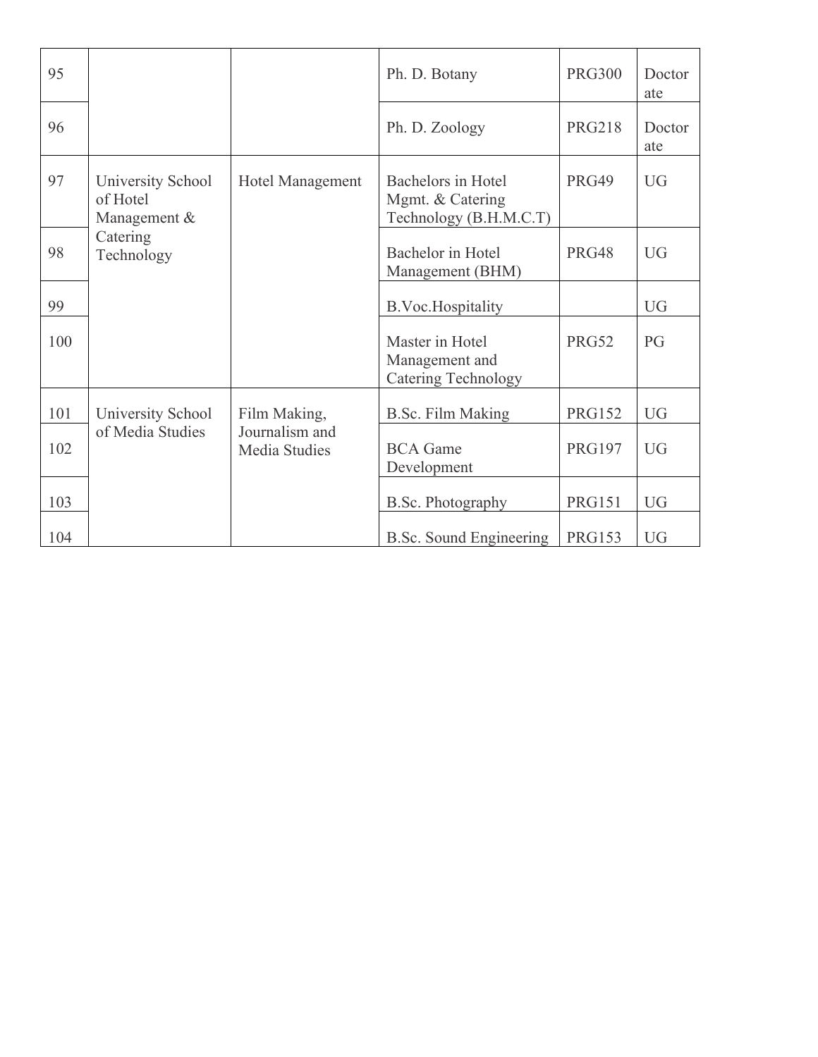| | | | | | |
|---|---|---|---|---|---|
| 95 | | | Ph. D. Botany | PRG300 | Doctorate |
| 96 | | | Ph. D. Zoology | PRG218 | Doctorate |
| 97 | University School of Hotel Management & Catering Technology | Hotel Management | Bachelors in Hotel Mgmt. & Catering Technology (B.H.M.C.T) | PRG49 | UG |
| 98 | | | Bachelor in Hotel Management (BHM) | PRG48 | UG |
| 99 | | | B.Voc.Hospitality | | UG |
| 100 | | | Master in Hotel Management and Catering Technology | PRG52 | PG |
| 101 | University School of Media Studies | Film Making, Journalism and Media Studies | B.Sc. Film Making | PRG152 | UG |
| 102 | | | BCA Game Development | PRG197 | UG |
| 103 | | | B.Sc. Photography | PRG151 | UG |
| 104 | | | B.Sc. Sound Engineering | PRG153 | UG |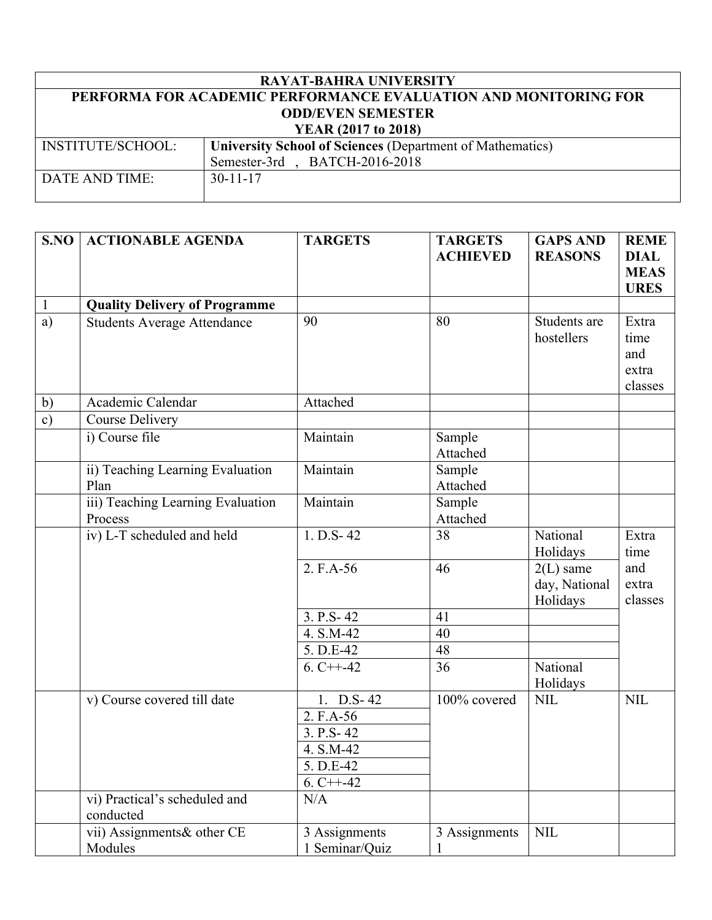| RAYAT-BAHRA UNIVERSITY | |
|---|---|
| PERFORMA FOR ACADEMIC PERFORMANCE EVALUATION AND MONITORING FOR ODD/EVEN SEMESTER YEAR (2017 to 2018) | |
| INSTITUTE/SCHOOL: | **University School of Sciences** (Department of Mathematics) Semester-3rd , BATCH-2016-2018 |
| DATE AND TIME: | 30-11-17 |

| S.NO | ACTIONABLE AGENDA | TARGETS | TARGETS ACHIEVED | GAPS AND REASONS | REMEDIAL MEASURES |
|---|---|---|---|---|---|
| 1 | **Quality Delivery of Programme** | | | | |
| a) | Students Average Attendance | 90 | 80 | Students are hostellers | Extra time and extra classes |
| b) | Academic Calendar | Attached | | | |
| c) | Course Delivery | | | | |
| | i) Course file | Maintain | Sample Attached | | |
| | ii) Teaching Learning Evaluation Plan | Maintain | Sample Attached | | |
| | iii) Teaching Learning Evaluation Process | Maintain | Sample Attached | | |
| | iv) L-T scheduled and held | 1. D.S- 42 | 38 | National Holidays | Extra time and extra classes |
| | | 2. F.A-56 | 46 | 2(L) same day, National Holidays | |
| | | 3. P.S- 42 | 41 | | |
| | | 4. S.M-42 | 40 | | |
| | | 5. D.E-42 | 48 | | |
| | | 6. C++-42 | 36 | National Holidays | |
| | v) Course covered till date | 1. D.S- 42 | 100% covered | NIL | NIL |
| | | 2. F.A-56 | | | |
| | | 3. P.S- 42 | | | |
| | | 4. S.M-42 | | | |
| | | 5. D.E-42 | | | |
| | | 6. C++-42 | | | |
| | vi) Practical's scheduled and conducted | N/A | | | |
| | vii) Assignments& other CE Modules | 3 Assignments 1 Seminar/Quiz | 3 Assignments 1 | NIL | |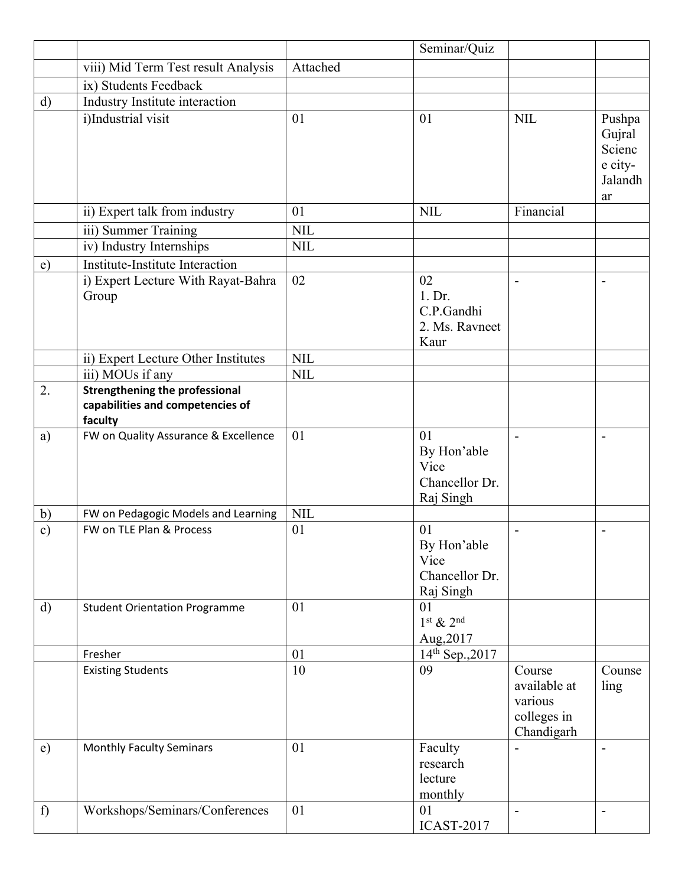| | | | | | |
|---|---|---|---|---|---|
| | | | Seminar/Quiz | | |
| | viii) Mid Term Test result Analysis | Attached | | | |
| | ix) Students Feedback | | | | |
| d) | Industry Institute interaction | | | | |
| | i)Industrial visit | 01 | 01 | NIL | Pushpa Gujral Science city-Jalandhar |
| | ii) Expert talk from industry | 01 | NIL | Financial | |
| | iii) Summer Training | NIL | | | |
| | iv) Industry Internships | NIL | | | |
| e) | Institute-Institute Interaction | | | | |
| | i) Expert Lecture With Rayat-Bahra Group | 02 | 02<br>1. Dr. C.P.Gandhi<br>2. Ms. Ravneet Kaur | - | - |
| | ii) Expert Lecture Other Institutes | NIL | | | |
| | iii) MOUs if any | NIL | | | |
| 2. | **Strengthening the professional capabilities and competencies of faculty** | | | | |
| a) | FW on Quality Assurance & Excellence | 01 | 01<br>By Hon'able Vice Chancellor Dr. Raj Singh | - | - |
| b) | FW on Pedagogic Models and Learning | NIL | | | |
| c) | FW on TLE Plan & Process | 01 | 01<br>By Hon'able Vice Chancellor Dr. Raj Singh | - | - |
| d) | Student Orientation Programme | 01 | 01<br>1st & 2nd Aug,2017 | | |
| | Fresher | 01 | 14th Sep.,2017 | | |
| | Existing Students | 10 | 09 | Course available at various colleges in Chandigarh | Counseling |
| e) | Monthly Faculty Seminars | 01 | Faculty research lecture monthly | - | - |
| f) | Workshops/Seminars/Conferences | 01 | 01<br>ICAST-2017 | - | - |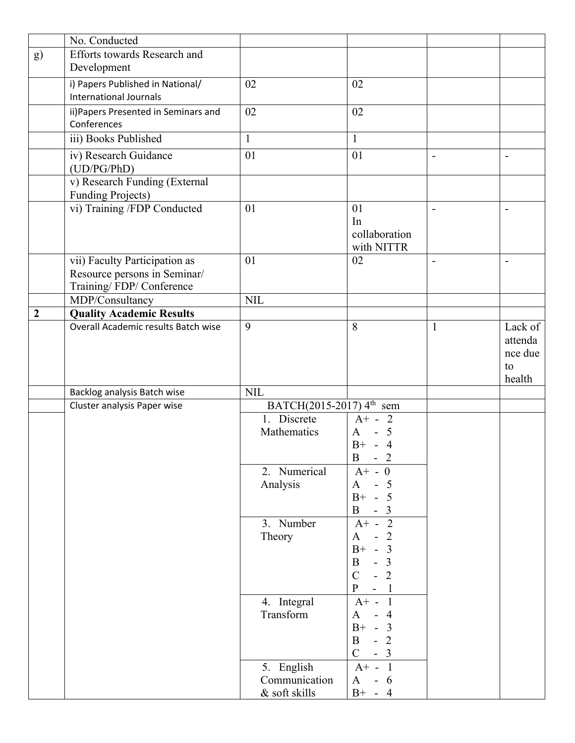| | | | | | |
|---|---|---|---|---|---|
| | No. Conducted | | | | |
| g) | Efforts towards Research and Development | | | | |
| | i) Papers Published in National/ International Journals | 02 | 02 | | |
| | ii)Papers Presented in Seminars and Conferences | 02 | 02 | | |
| | iii) Books Published | 1 | 1 | | |
| | iv) Research Guidance (UD/PG/PhD) | 01 | 01 | - | - |
| | v) Research Funding (External Funding Projects) | | | | |
| | vi) Training /FDP Conducted | 01 | 01 In collaboration with NITTR | - | - |
| | vii) Faculty Participation as Resource persons in Seminar/ Training/ FDP/ Conference | 01 | 02 | - | - |
| | MDP/Consultancy | NIL | | | |
| **2** | **Quality Academic Results** | | | | |
| | Overall Academic results Batch wise | 9 | 8 | 1 | Lack of attendance due to health |
| | Backlog analysis Batch wise | NIL | | | |
| | Cluster analysis Paper wise | BATCH(2015-2017) 4th sem | | | |
| | | 1. Discrete Mathematics | A+ - 2<br>A - 5<br>B+ - 4<br>B - 2 | | |
| | | 2. Numerical Analysis | A+ - 0<br>A - 5<br>B+ - 5<br>B - 3 | | |
| | | 3. Number Theory | A+ - 2<br>A - 2<br>B+ - 3<br>B - 3<br>C - 2<br>P - 1 | | |
| | | 4. Integral Transform | A+ - 1<br>A - 4<br>B+ - 3<br>B - 2<br>C - 3 | | |
| | | 5. English Communication & soft skills | A+ - 1<br>A - 6<br>B+ - 4 | | |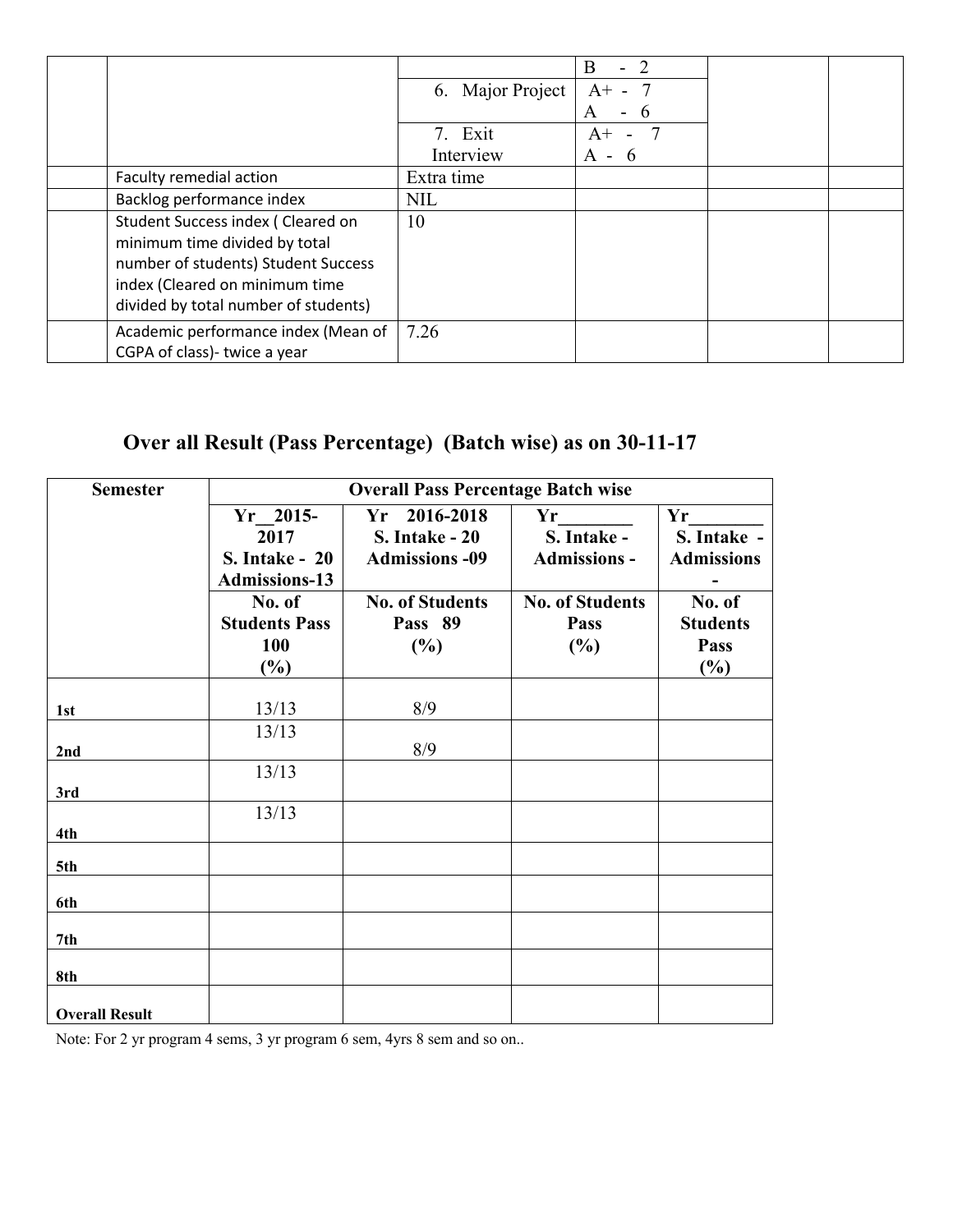| | | | | | |
|---|---|---|---|---|---|
| | | | B - 2 | | |
| | | 6. Major Project | A+ - 7<br>A - 6 | | |
| | | 7. Exit Interview | A+ - 7<br>A - 6 | | |
| | Faculty remedial action | Extra time | | | |
| | Backlog performance index | NIL | | | |
| | Student Success index ( Cleared on minimum time divided by total number of students) Student Success index (Cleared on minimum time divided by total number of students) | 10 | | | |
| | Academic performance index (Mean of CGPA of class)- twice a year | 7.26 | | | |

## Over all Result (Pass Percentage) (Batch wise) as on 30-11-17

| Semester | Overall Pass Percentage Batch wise | | | |
|---|---|---|---|---|
| | Yr__2015-2017<br>S. Intake - 20<br>Admissions-13 | Yr 2016-2018<br>S. Intake - 20<br>Admissions -09 | Yr________<br>S. Intake -<br>Admissions - | Yr________<br>S. Intake -<br>Admissions<br>- |
| | No. of Students Pass 100<br>(%) | No. of Students Pass 89<br>(%) | No. of Students Pass<br>(%) | No. of Students Pass<br>(%) |
| 1st | 13/13 | 8/9 | | |
| 2nd | 13/13 | 8/9 | | |
| 3rd | 13/13 | | | |
| 4th | 13/13 | | | |
| 5th | | | | |
| 6th | | | | |
| 7th | | | | |
| 8th | | | | |
| Overall Result | | | | |

Note: For 2 yr program 4 sems, 3 yr program 6 sem, 4yrs 8 sem and so on..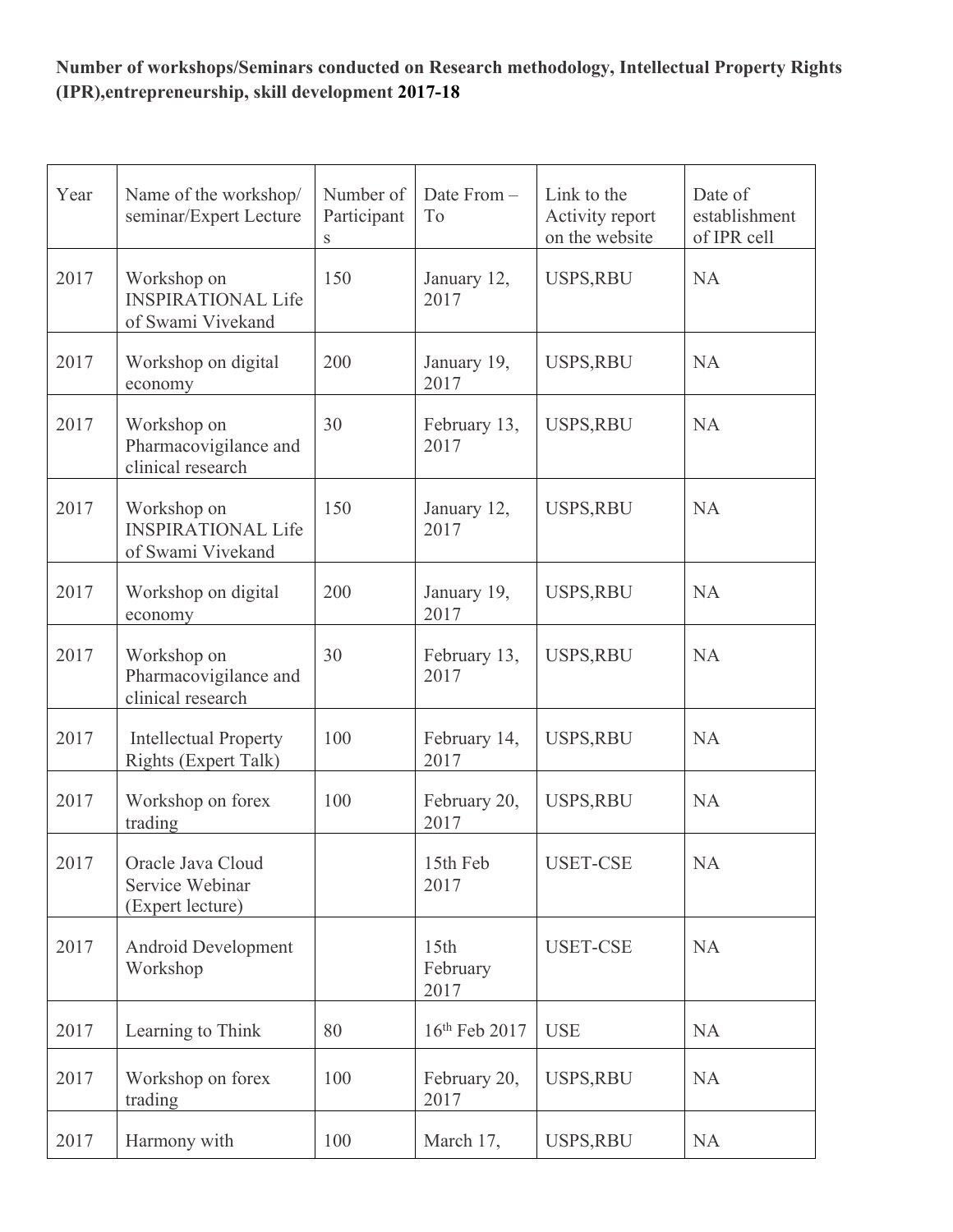**Number of workshops/Seminars conducted on Research methodology, Intellectual Property Rights (IPR),entrepreneurship, skill development 2017-18**

| Year | Name of the workshop/ seminar/Expert Lecture | Number of Participants | Date From – To | Link to the Activity report on the website | Date of establishment of IPR cell |
|---|---|---|---|---|---|
| 2017 | Workshop on INSPIRATIONAL Life of Swami Vivekand | 150 | January 12, 2017 | USPS,RBU | NA |
| 2017 | Workshop on digital economy | 200 | January 19, 2017 | USPS,RBU | NA |
| 2017 | Workshop on Pharmacovigilance and clinical research | 30 | February 13, 2017 | USPS,RBU | NA |
| 2017 | Workshop on INSPIRATIONAL Life of Swami Vivekand | 150 | January 12, 2017 | USPS,RBU | NA |
| 2017 | Workshop on digital economy | 200 | January 19, 2017 | USPS,RBU | NA |
| 2017 | Workshop on Pharmacovigilance and clinical research | 30 | February 13, 2017 | USPS,RBU | NA |
| 2017 | Intellectual Property Rights (Expert Talk) | 100 | February 14, 2017 | USPS,RBU | NA |
| 2017 | Workshop on forex trading | 100 | February 20, 2017 | USPS,RBU | NA |
| 2017 | Oracle Java Cloud Service Webinar (Expert lecture) | | 15th Feb 2017 | USET-CSE | NA |
| 2017 | Android Development Workshop | | 15th February 2017 | USET-CSE | NA |
| 2017 | Learning to Think | 80 | 16th Feb 2017 | USE | NA |
| 2017 | Workshop on forex trading | 100 | February 20, 2017 | USPS,RBU | NA |
| 2017 | Harmony with | 100 | March 17, | USPS,RBU | NA |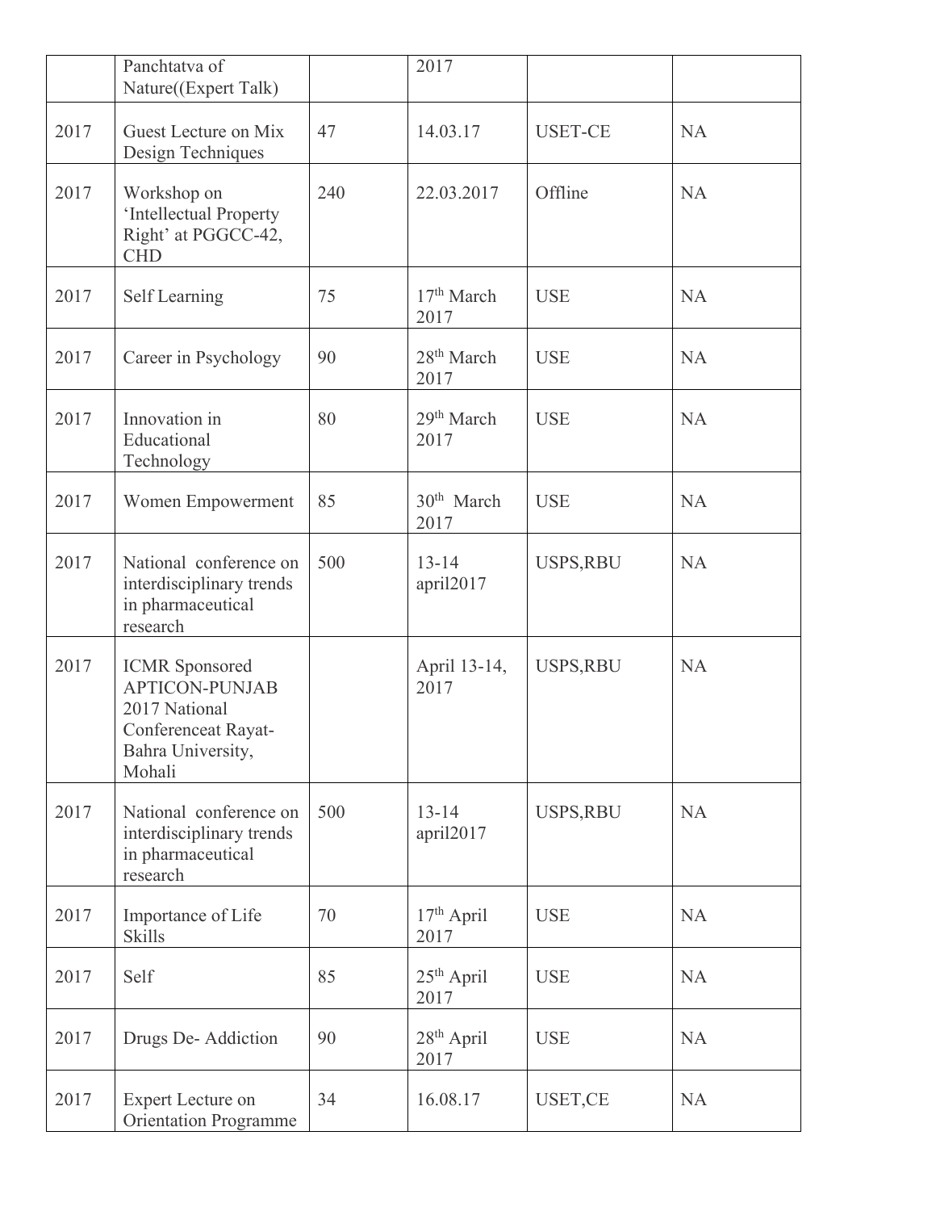|  | Panchtatva of Nature((Expert Talk) |  | 2017 |  |  |
|---|---|---|---|---|---|
| 2017 | Guest Lecture on Mix Design Techniques | 47 | 14.03.17 | USET-CE | NA |
| 2017 | Workshop on 'Intellectual Property Right' at PGGCC-42, CHD | 240 | 22.03.2017 | Offline | NA |
| 2017 | Self Learning | 75 | 17th March 2017 | USE | NA |
| 2017 | Career in Psychology | 90 | 28th March 2017 | USE | NA |
| 2017 | Innovation in Educational Technology | 80 | 29th March 2017 | USE | NA |
| 2017 | Women Empowerment | 85 | 30th March 2017 | USE | NA |
| 2017 | National conference on interdisciplinary trends in pharmaceutical research | 500 | 13-14 april2017 | USPS,RBU | NA |
| 2017 | ICMR Sponsored APTICON-PUNJAB 2017 National Conferenceat Rayat-Bahra University, Mohali |  | April 13-14, 2017 | USPS,RBU | NA |
| 2017 | National conference on interdisciplinary trends in pharmaceutical research | 500 | 13-14 april2017 | USPS,RBU | NA |
| 2017 | Importance of Life Skills | 70 | 17th April 2017 | USE | NA |
| 2017 | Self | 85 | 25th April 2017 | USE | NA |
| 2017 | Drugs De- Addiction | 90 | 28th April 2017 | USE | NA |
| 2017 | Expert Lecture on Orientation Programme | 34 | 16.08.17 | USET,CE | NA |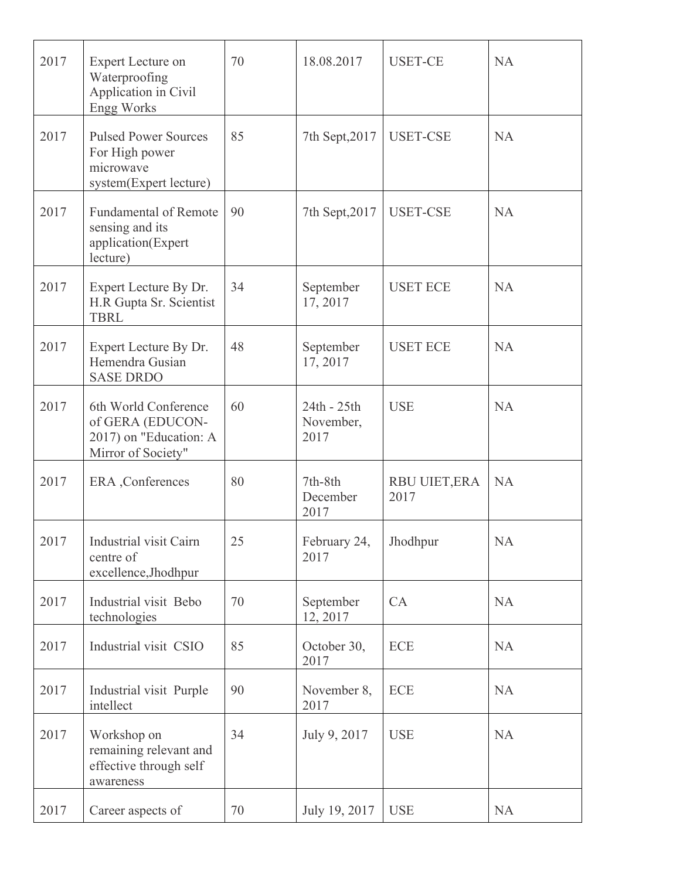| 2017 | Expert Lecture on Waterproofing Application in Civil Engg Works | 70 | 18.08.2017 | USET-CE | NA |
|---|---|---|---|---|---|
| 2017 | Pulsed Power Sources For High power microwave system(Expert lecture) | 85 | 7th Sept,2017 | USET-CSE | NA |
| 2017 | Fundamental of Remote sensing and its application(Expert lecture) | 90 | 7th Sept,2017 | USET-CSE | NA |
| 2017 | Expert Lecture By Dr. H.R Gupta Sr. Scientist TBRL | 34 | September 17, 2017 | USET ECE | NA |
| 2017 | Expert Lecture By Dr. Hemendra Gusian SASE DRDO | 48 | September 17, 2017 | USET ECE | NA |
| 2017 | 6th World Conference of GERA (EDUCON-2017) on "Education: A Mirror of Society" | 60 | 24th - 25th November, 2017 | USE | NA |
| 2017 | ERA ,Conferences | 80 | 7th-8th December 2017 | RBU UIET,ERA 2017 | NA |
| 2017 | Industrial visit Cairn centre of excellence,Jhodhpur | 25 | February 24, 2017 | Jhodhpur | NA |
| 2017 | Industrial visit Bebo technologies | 70 | September 12, 2017 | CA | NA |
| 2017 | Industrial visit CSIO | 85 | October 30, 2017 | ECE | NA |
| 2017 | Industrial visit Purple intellect | 90 | November 8, 2017 | ECE | NA |
| 2017 | Workshop on remaining relevant and effective through self awareness | 34 | July 9, 2017 | USE | NA |
| 2017 | Career aspects of | 70 | July 19, 2017 | USE | NA |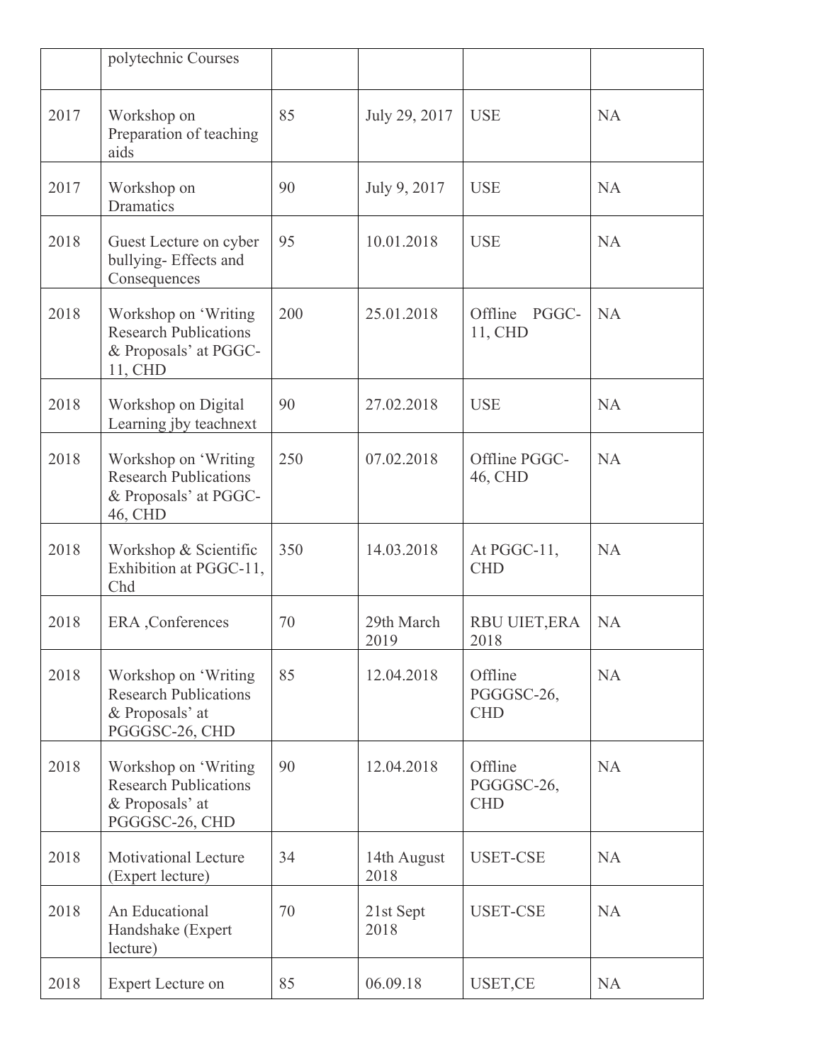|  | polytechnic Courses |  |  |  |  |
|---|---|---|---|---|---|
| 2017 | Workshop on Preparation of teaching aids | 85 | July 29, 2017 | USE | NA |
| 2017 | Workshop on Dramatics | 90 | July 9, 2017 | USE | NA |
| 2018 | Guest Lecture on cyber bullying- Effects and Consequences | 95 | 10.01.2018 | USE | NA |
| 2018 | Workshop on 'Writing Research Publications & Proposals' at PGGC-11, CHD | 200 | 25.01.2018 | Offline PGGC-11, CHD | NA |
| 2018 | Workshop on Digital Learning jby teachnext | 90 | 27.02.2018 | USE | NA |
| 2018 | Workshop on 'Writing Research Publications & Proposals' at PGGC-46, CHD | 250 | 07.02.2018 | Offline PGGC-46, CHD | NA |
| 2018 | Workshop & Scientific Exhibition at PGGC-11, Chd | 350 | 14.03.2018 | At PGGC-11, CHD | NA |
| 2018 | ERA ,Conferences | 70 | 29th March 2019 | RBU UIET,ERA 2018 | NA |
| 2018 | Workshop on 'Writing Research Publications & Proposals' at PGGGSC-26, CHD | 85 | 12.04.2018 | Offline PGGGSC-26, CHD | NA |
| 2018 | Workshop on 'Writing Research Publications & Proposals' at PGGGSC-26, CHD | 90 | 12.04.2018 | Offline PGGGSC-26, CHD | NA |
| 2018 | Motivational Lecture (Expert lecture) | 34 | 14th August 2018 | USET-CSE | NA |
| 2018 | An Educational Handshake (Expert lecture) | 70 | 21st Sept 2018 | USET-CSE | NA |
| 2018 | Expert Lecture on | 85 | 06.09.18 | USET,CE | NA |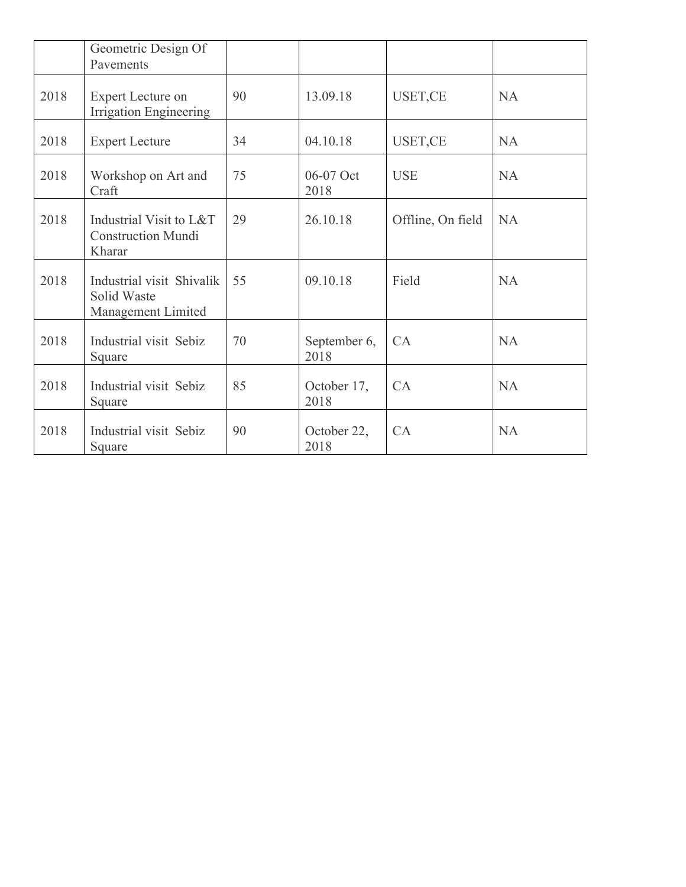|  | Geometric Design Of Pavements |  |  |  |  |
|---|---|---|---|---|---|
| 2018 | Expert Lecture on Irrigation Engineering | 90 | 13.09.18 | USET,CE | NA |
| 2018 | Expert Lecture | 34 | 04.10.18 | USET,CE | NA |
| 2018 | Workshop on Art and Craft | 75 | 06-07 Oct 2018 | USE | NA |
| 2018 | Industrial Visit to L&T Construction Mundi Kharar | 29 | 26.10.18 | Offline, On field | NA |
| 2018 | Industrial visit Shivalik Solid Waste Management Limited | 55 | 09.10.18 | Field | NA |
| 2018 | Industrial visit Sebiz Square | 70 | September 6, 2018 | CA | NA |
| 2018 | Industrial visit Sebiz Square | 85 | October 17, 2018 | CA | NA |
| 2018 | Industrial visit Sebiz Square | 90 | October 22, 2018 | CA | NA |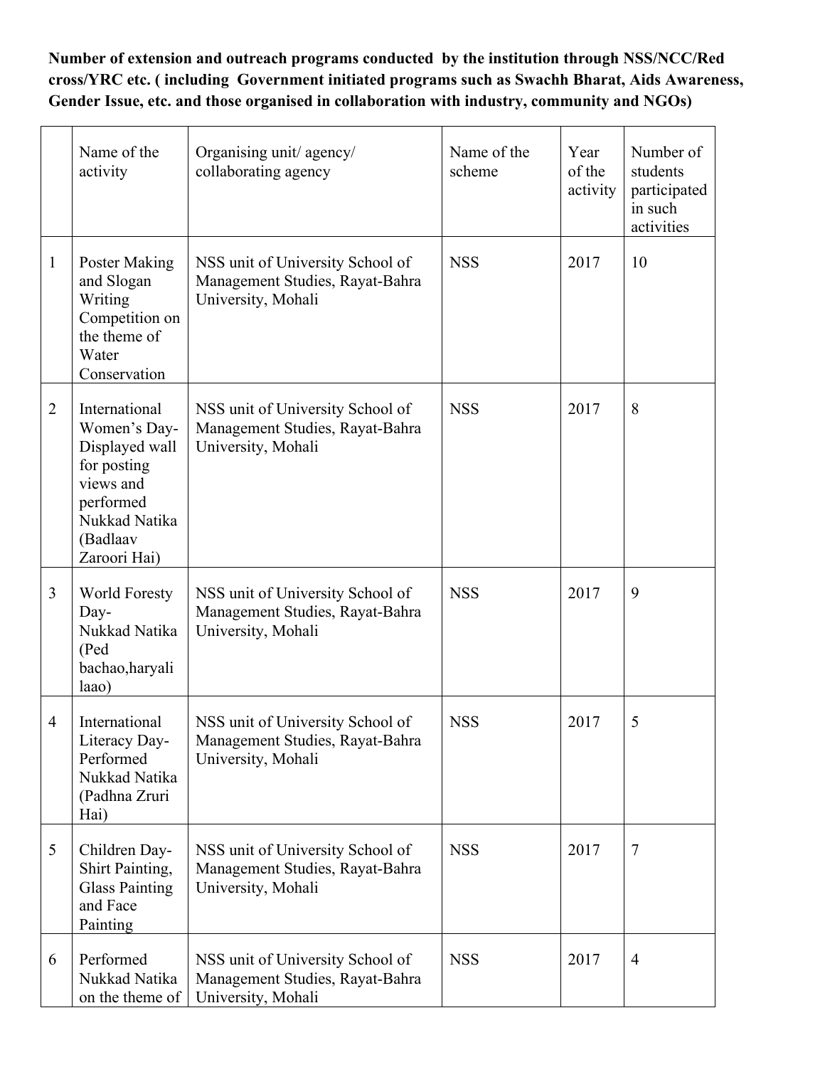**Number of extension and outreach programs conducted by the institution through NSS/NCC/Red cross/YRC etc. ( including Government initiated programs such as Swachh Bharat, Aids Awareness, Gender Issue, etc. and those organised in collaboration with industry, community and NGOs)**

| | Name of the activity | Organising unit/ agency/ collaborating agency | Name of the scheme | Year of the activity | Number of students participated in such activities |
|---|---|---|---|---|---|
| 1 | Poster Making and Slogan Writing Competition on the theme of Water Conservation | NSS unit of University School of Management Studies, Rayat-Bahra University, Mohali | NSS | 2017 | 10 |
| 2 | International Women's Day-Displayed wall for posting views and performed Nukkad Natika (Badlaav Zaroori Hai) | NSS unit of University School of Management Studies, Rayat-Bahra University, Mohali | NSS | 2017 | 8 |
| 3 | World Foresty Day-Nukkad Natika (Ped bachao,haryali laao) | NSS unit of University School of Management Studies, Rayat-Bahra University, Mohali | NSS | 2017 | 9 |
| 4 | International Literacy Day-Performed Nukkad Natika (Padhna Zruri Hai) | NSS unit of University School of Management Studies, Rayat-Bahra University, Mohali | NSS | 2017 | 5 |
| 5 | Children Day-Shirt Painting, Glass Painting and Face Painting | NSS unit of University School of Management Studies, Rayat-Bahra University, Mohali | NSS | 2017 | 7 |
| 6 | Performed Nukkad Natika on the theme of | NSS unit of University School of Management Studies, Rayat-Bahra University, Mohali | NSS | 2017 | 4 |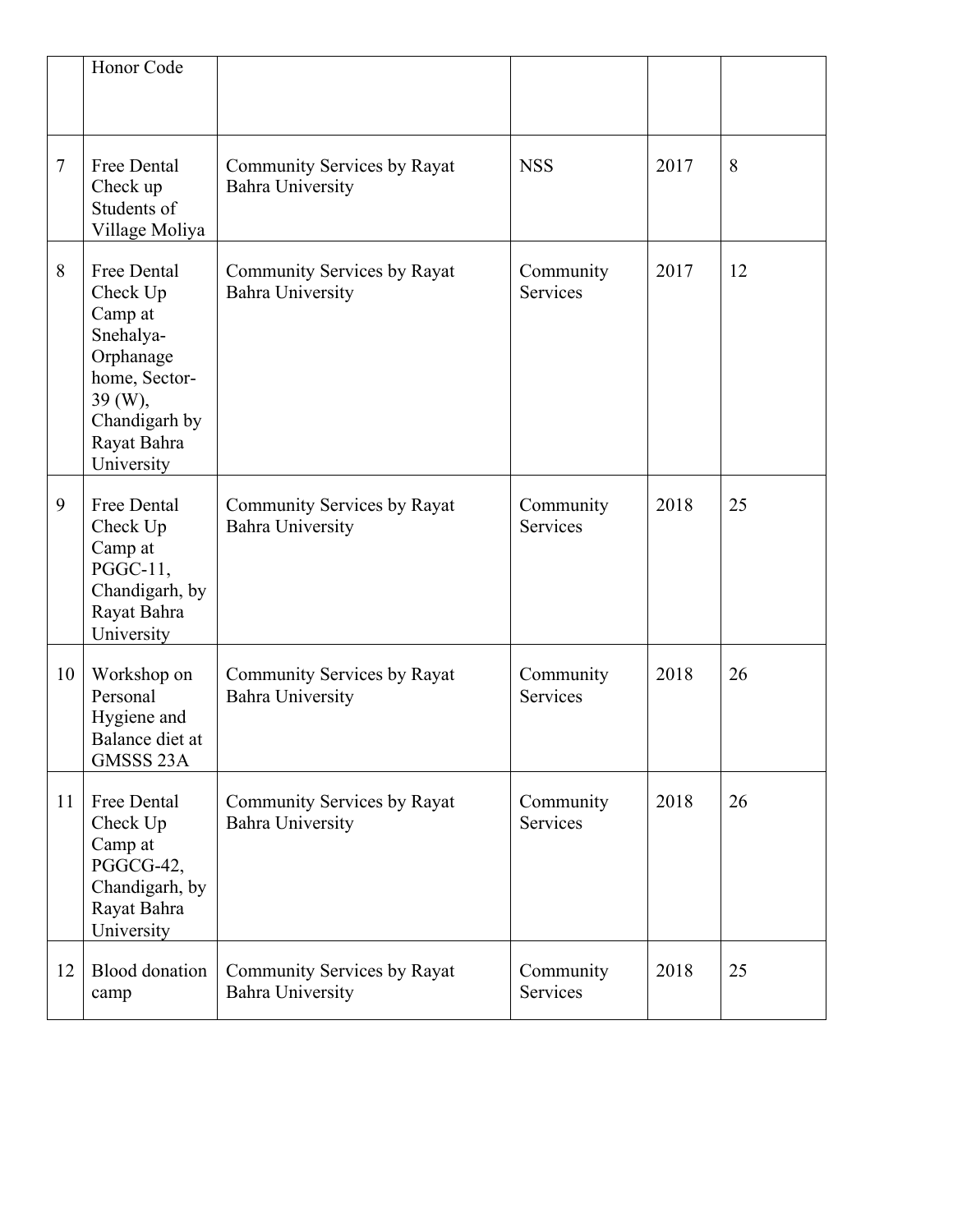|  |  |  |  |  |  |
|---|---|---|---|---|---|
|  | Honor Code |  |  |  |  |
| 7 | Free Dental Check up Students of Village Moliya | Community Services by Rayat Bahra University | NSS | 2017 | 8 |
| 8 | Free Dental Check Up Camp at Snehalya-Orphanage home, Sector-39 (W), Chandigarh by Rayat Bahra University | Community Services by Rayat Bahra University | Community Services | 2017 | 12 |
| 9 | Free Dental Check Up Camp at PGGC-11, Chandigarh, by Rayat Bahra University | Community Services by Rayat Bahra University | Community Services | 2018 | 25 |
| 10 | Workshop on Personal Hygiene and Balance diet at GMSSS 23A | Community Services by Rayat Bahra University | Community Services | 2018 | 26 |
| 11 | Free Dental Check Up Camp at PGGCG-42, Chandigarh, by Rayat Bahra University | Community Services by Rayat Bahra University | Community Services | 2018 | 26 |
| 12 | Blood donation camp | Community Services by Rayat Bahra University | Community Services | 2018 | 25 |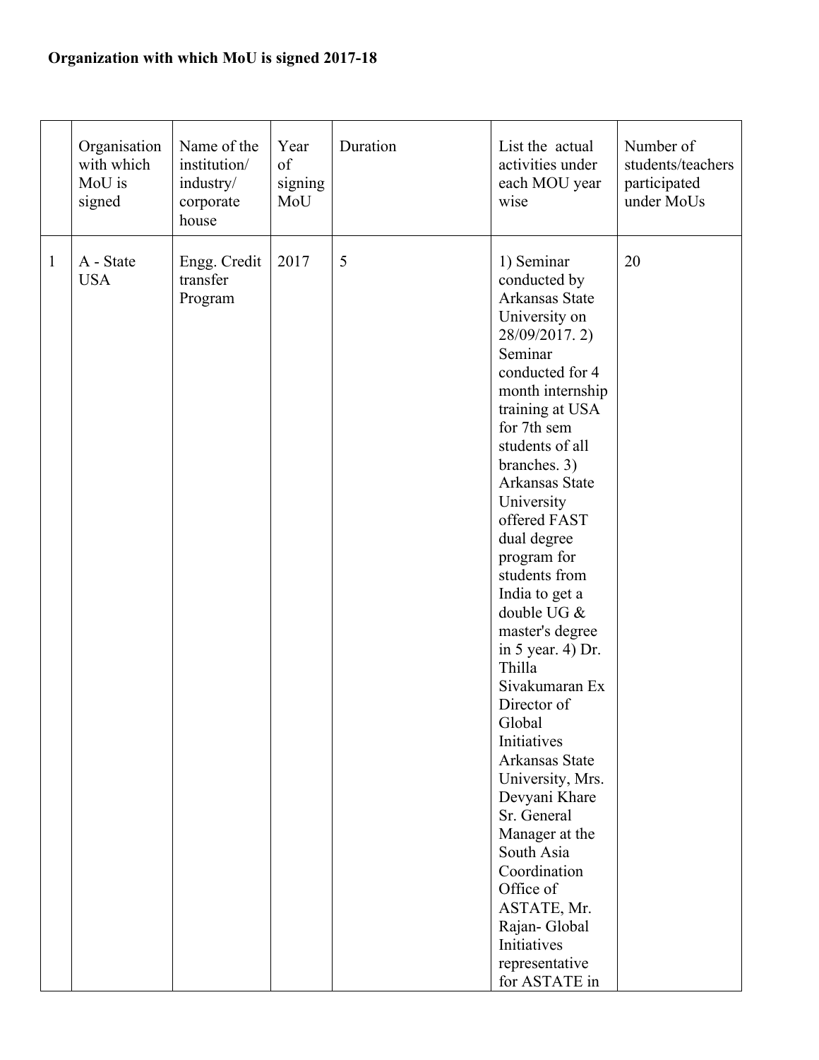**Organization with which MoU is signed 2017-18**

| | Organisation with which MoU is signed | Name of the institution/ industry/ corporate house | Year of signing MoU | Duration | List the actual activities under each MOU year wise | Number of students/teachers participated under MoUs |
|---|---|---|---|---|---|---|
| 1 | A - State USA | Engg. Credit transfer Program | 2017 | 5 | 1) Seminar conducted by Arkansas State University on 28/09/2017. 2) Seminar conducted for 4 month internship training at USA for 7th sem students of all branches. 3) Arkansas State University offered FAST dual degree program for students from India to get a double UG & master's degree in 5 year. 4) Dr. Thilla Sivakumaran Ex Director of Global Initiatives Arkansas State University, Mrs. Devyani Khare Sr. General Manager at the South Asia Coordination Office of ASTATE, Mr. Rajan- Global Initiatives representative for ASTATE in | 20 |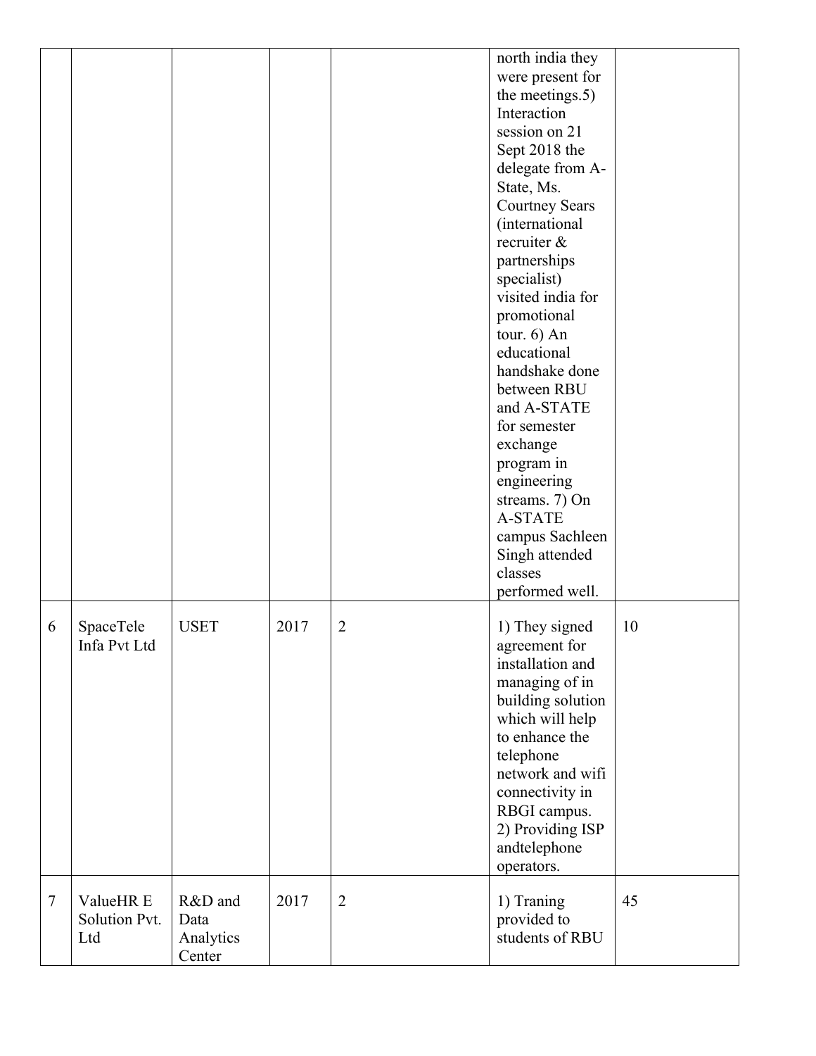| | | | | | | |
|---|---|---|---|---|---|---|
| | | | | | north india they were present for the meetings.5) Interaction session on 21 Sept 2018 the delegate from A-State, Ms. Courtney Sears (international recruiter & partnerships specialist) visited india for promotional tour. 6) An educational handshake done between RBU and A-STATE for semester exchange program in engineering streams. 7) On A-STATE campus Sachleen Singh attended classes performed well. | |
| 6 | SpaceTele Infa Pvt Ltd | USET | 2017 | 2 | 1) They signed agreement for installation and managing of in building solution which will help to enhance the telephone network and wifi connectivity in RBGI campus. 2) Providing ISP andtelephone operators. | 10 |
| 7 | ValueHR E Solution Pvt. Ltd | R&D and Data Analytics Center | 2017 | 2 | 1) Traning provided to students of RBU | 45 |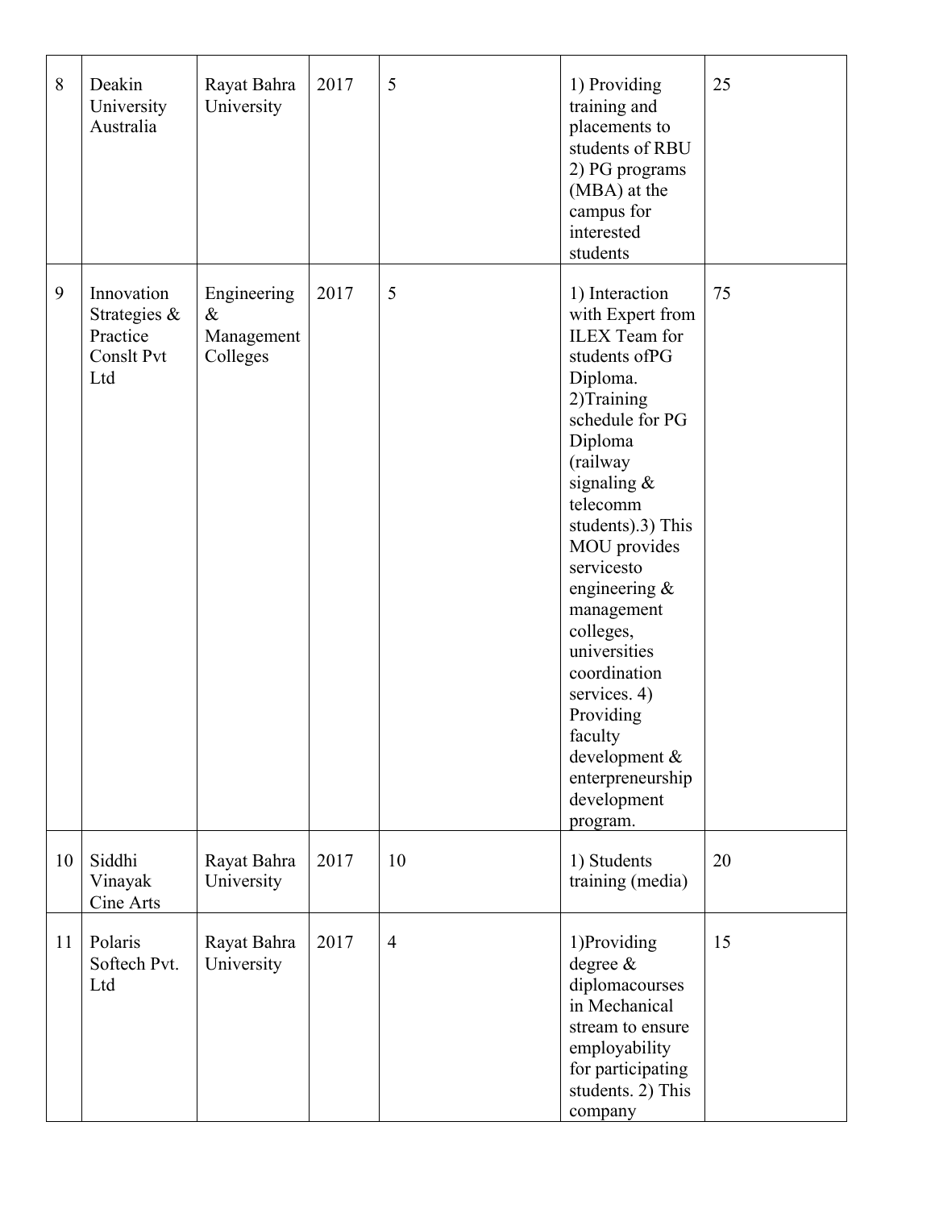| 8 | Deakin University Australia | Rayat Bahra University | 2017 | 5 | 1) Providing training and placements to students of RBU 2) PG programs (MBA) at the campus for interested students | 25 |
|---|---|---|---|---|---|---|
| 9 | Innovation Strategies & Practice Conslt Pvt Ltd | Engineering & Management Colleges | 2017 | 5 | 1) Interaction with Expert from ILEX Team for students ofPG Diploma. 2)Training schedule for PG Diploma (railway signaling & telecomm students).3) This MOU provides servicesto engineering & management colleges, universities coordination services. 4) Providing faculty development & enterpreneurship development program. | 75 |
| 10 | Siddhi Vinayak Cine Arts | Rayat Bahra University | 2017 | 10 | 1) Students training (media) | 20 |
| 11 | Polaris Softech Pvt. Ltd | Rayat Bahra University | 2017 | 4 | 1)Providing degree & diplomacourses in Mechanical stream to ensure employability for participating students. 2) This company | 15 |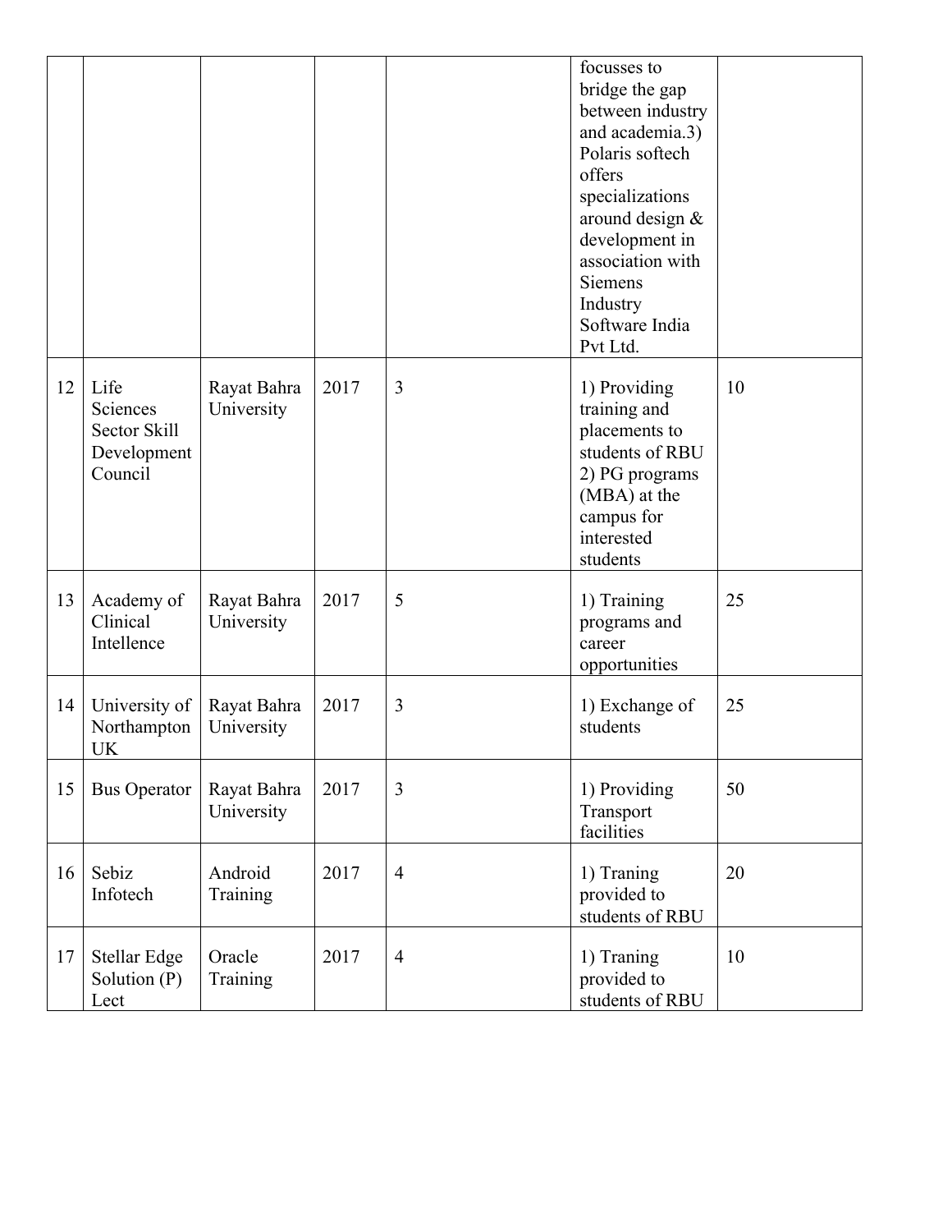| | | | | | | |
|---|---|---|---|---|---|---|
| | | | | | focusses to bridge the gap between industry and academia.3) Polaris softech offers specializations around design & development in association with Siemens Industry Software India Pvt Ltd. | |
| 12 | Life Sciences Sector Skill Development Council | Rayat Bahra University | 2017 | 3 | 1) Providing training and placements to students of RBU 2) PG programs (MBA) at the campus for interested students | 10 |
| 13 | Academy of Clinical Intellence | Rayat Bahra University | 2017 | 5 | 1) Training programs and career opportunities | 25 |
| 14 | University of Northampton UK | Rayat Bahra University | 2017 | 3 | 1) Exchange of students | 25 |
| 15 | Bus Operator | Rayat Bahra University | 2017 | 3 | 1) Providing Transport facilities | 50 |
| 16 | Sebiz Infotech | Android Training | 2017 | 4 | 1) Traning provided to students of RBU | 20 |
| 17 | Stellar Edge Solution (P) Lect | Oracle Training | 2017 | 4 | 1) Traning provided to students of RBU | 10 |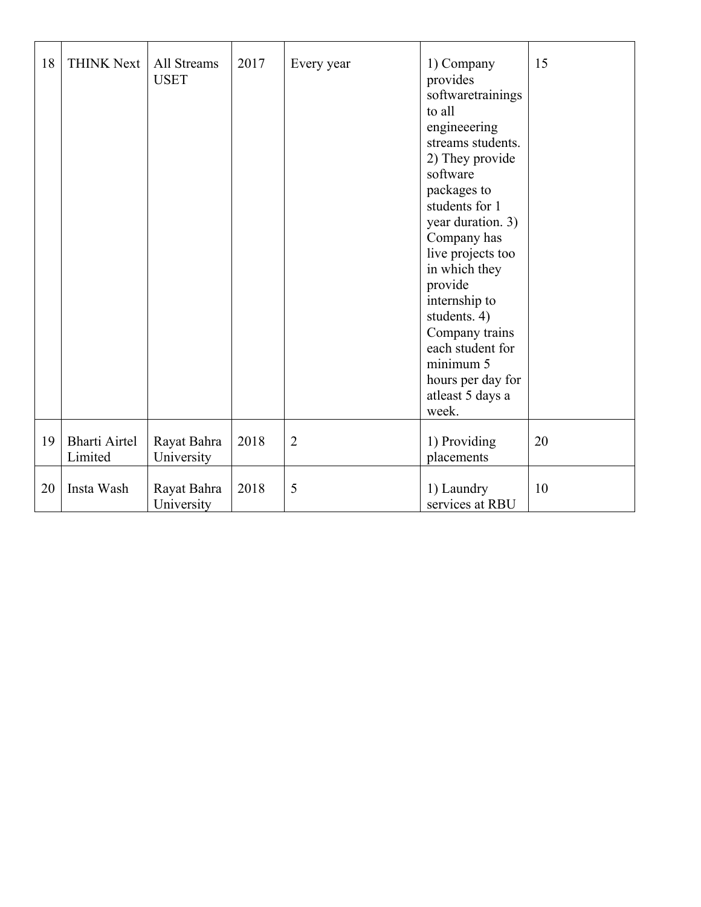| 18 | THINK Next | All Streams USET | 2017 | Every year | 1) Company provides softwaretrainings to all engineeering streams students. 2) They provide software packages to students for 1 year duration. 3) Company has live projects too in which they provide internship to students. 4) Company trains each student for minimum 5 hours per day for atleast 5 days a week. | 15 |
|---|---|---|---|---|---|---|
| 19 | Bharti Airtel Limited | Rayat Bahra University | 2018 | 2 | 1) Providing placements | 20 |
| 20 | Insta Wash | Rayat Bahra University | 2018 | 5 | 1) Laundry services at RBU | 10 |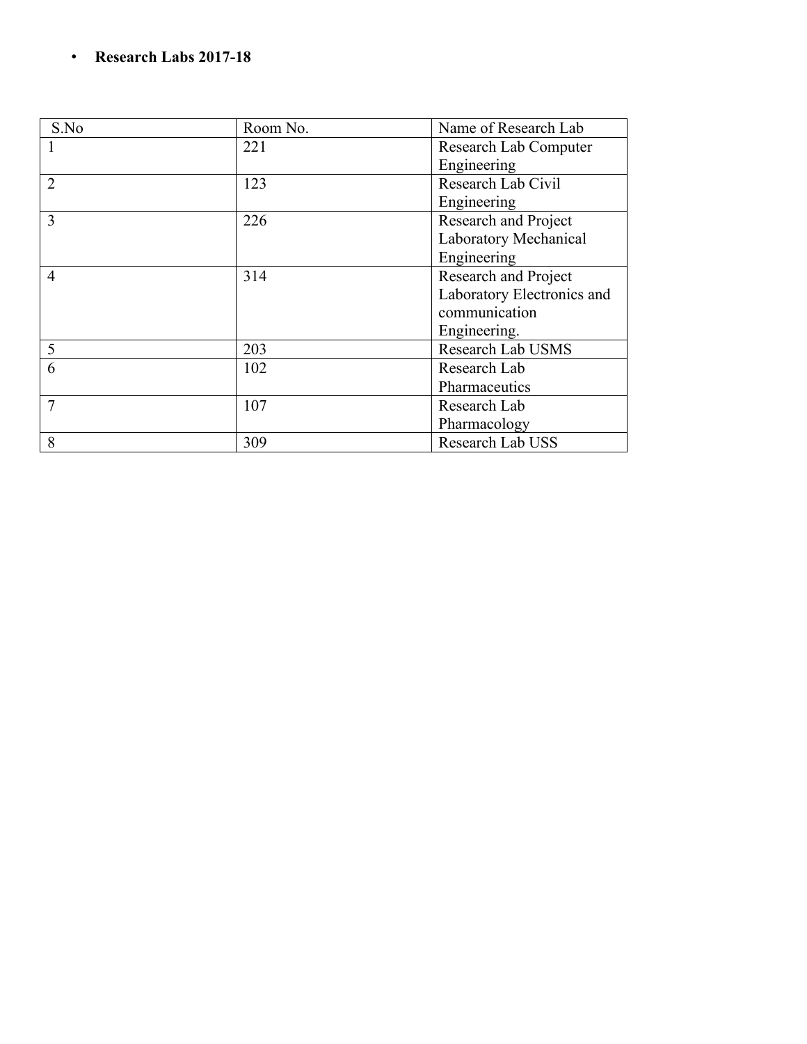- **Research Labs 2017-18**

| S.No | Room No. | Name of Research Lab |
| --- | --- | --- |
| 1 | 221 | Research Lab Computer Engineering |
| 2 | 123 | Research Lab Civil Engineering |
| 3 | 226 | Research and Project Laboratory Mechanical Engineering |
| 4 | 314 | Research and Project Laboratory Electronics and communication Engineering. |
| 5 | 203 | Research Lab USMS |
| 6 | 102 | Research Lab Pharmaceutics |
| 7 | 107 | Research Lab Pharmacology |
| 8 | 309 | Research Lab USS |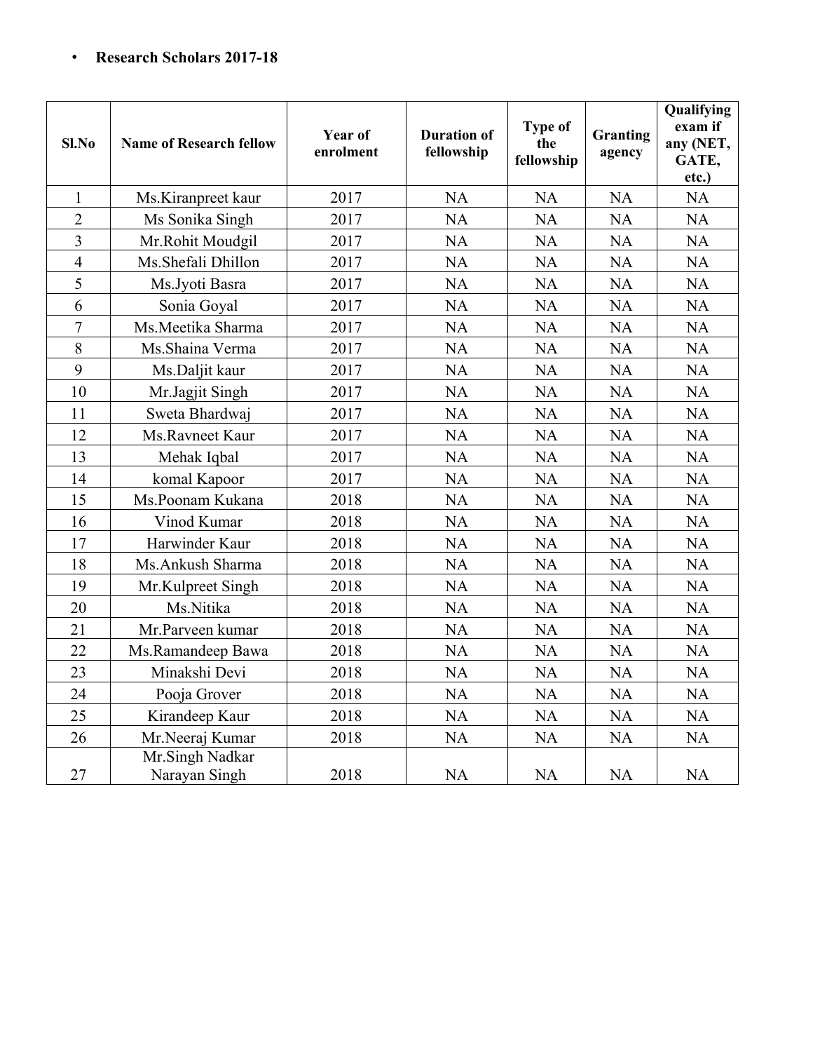- **Research Scholars 2017-18**

| Sl.No | Name of Research fellow | Year of enrolment | Duration of fellowship | Type of the fellowship | Granting agency | Qualifying exam if any (NET, GATE, etc.) |
|---|---|---|---|---|---|---|
| 1 | Ms.Kiranpreet kaur | 2017 | NA | NA | NA | NA |
| 2 | Ms Sonika Singh | 2017 | NA | NA | NA | NA |
| 3 | Mr.Rohit Moudgil | 2017 | NA | NA | NA | NA |
| 4 | Ms.Shefali Dhillon | 2017 | NA | NA | NA | NA |
| 5 | Ms.Jyoti Basra | 2017 | NA | NA | NA | NA |
| 6 | Sonia Goyal | 2017 | NA | NA | NA | NA |
| 7 | Ms.Meetika Sharma | 2017 | NA | NA | NA | NA |
| 8 | Ms.Shaina Verma | 2017 | NA | NA | NA | NA |
| 9 | Ms.Daljit kaur | 2017 | NA | NA | NA | NA |
| 10 | Mr.Jagjit Singh | 2017 | NA | NA | NA | NA |
| 11 | Sweta Bhardwaj | 2017 | NA | NA | NA | NA |
| 12 | Ms.Ravneet Kaur | 2017 | NA | NA | NA | NA |
| 13 | Mehak Iqbal | 2017 | NA | NA | NA | NA |
| 14 | komal Kapoor | 2017 | NA | NA | NA | NA |
| 15 | Ms.Poonam Kukana | 2018 | NA | NA | NA | NA |
| 16 | Vinod Kumar | 2018 | NA | NA | NA | NA |
| 17 | Harwinder Kaur | 2018 | NA | NA | NA | NA |
| 18 | Ms.Ankush Sharma | 2018 | NA | NA | NA | NA |
| 19 | Mr.Kulpreet Singh | 2018 | NA | NA | NA | NA |
| 20 | Ms.Nitika | 2018 | NA | NA | NA | NA |
| 21 | Mr.Parveen kumar | 2018 | NA | NA | NA | NA |
| 22 | Ms.Ramandeep Bawa | 2018 | NA | NA | NA | NA |
| 23 | Minakshi Devi | 2018 | NA | NA | NA | NA |
| 24 | Pooja Grover | 2018 | NA | NA | NA | NA |
| 25 | Kirandeep Kaur | 2018 | NA | NA | NA | NA |
| 26 | Mr.Neeraj Kumar | 2018 | NA | NA | NA | NA |
| 27 | Mr.Singh Nadkar Narayan Singh | 2018 | NA | NA | NA | NA |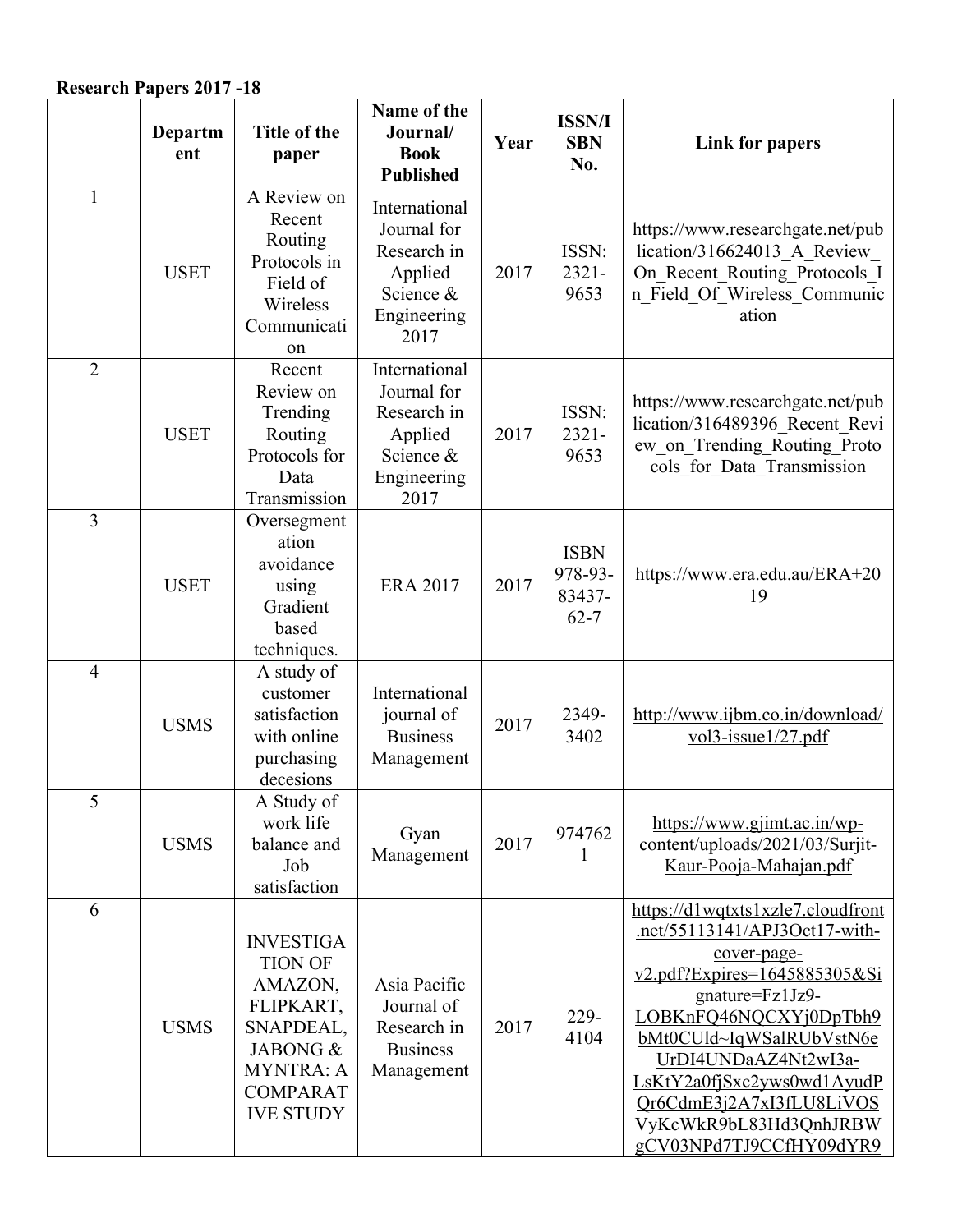**Research Papers 2017 -18**

| | Department | Title of the paper | Name of the Journal/ Book Published | Year | ISSN/ISBN No. | Link for papers |
|---|---|---|---|---|---|---|
| 1 | USET | A Review on Recent Routing Protocols in Field of Wireless Communication | International Journal for Research in Applied Science & Engineering 2017 | 2017 | ISSN: 2321-9653 | https://www.researchgate.net/publication/316624013_A_Review_On_Recent_Routing_Protocols_In_Field_Of_Wireless_Communication |
| 2 | USET | Recent Review on Trending Routing Protocols for Data Transmission | International Journal for Research in Applied Science & Engineering 2017 | 2017 | ISSN: 2321-9653 | https://www.researchgate.net/publication/316489396_Recent_Review_on_Trending_Routing_Protocols_for_Data_Transmission |
| 3 | USET | Oversegmentation avoidance using Gradient based techniques. | ERA 2017 | 2017 | ISBN 978-93-83437-62-7 | https://www.era.edu.au/ERA+2019 |
| 4 | USMS | A study of customer satisfaction with online purchasing decesions | International journal of Business Management | 2017 | 2349-3402 | http://www.ijbm.co.in/download/vol3-issue1/27.pdf |
| 5 | USMS | A Study of work life balance and Job satisfaction | Gyan Management | 2017 | 9747621 | https://www.gjimt.ac.in/wp-content/uploads/2021/03/Surjit-Kaur-Pooja-Mahajan.pdf |
| 6 | USMS | INVESTIGATION OF AMAZON, FLIPKART, SNAPDEAL, JABONG & MYNTRA: A COMPARATIVE STUDY | Asia Pacific Journal of Research in Business Management | 2017 | 229-4104 | https://d1wqtxts1xzle7.cloudfront.net/55113141/APJ3Oct17-with-cover-page-v2.pdf?Expires=1645885305&Signature=Fz1Jz9-LOBKnFQ46NQCXYj0DpTbh9bMt0CUld~IqWSalRUbVstN6eUrDI4UNDaAZ4Nt2wI3a-LsKtY2a0fjSxc2yws0wd1AyudPQr6CdmE3j2A7xI3fLU8LiVOSVyKcWkR9bL83Hd3QnhJRBWgCV03NPd7TJ9CCfHY09dYR9 |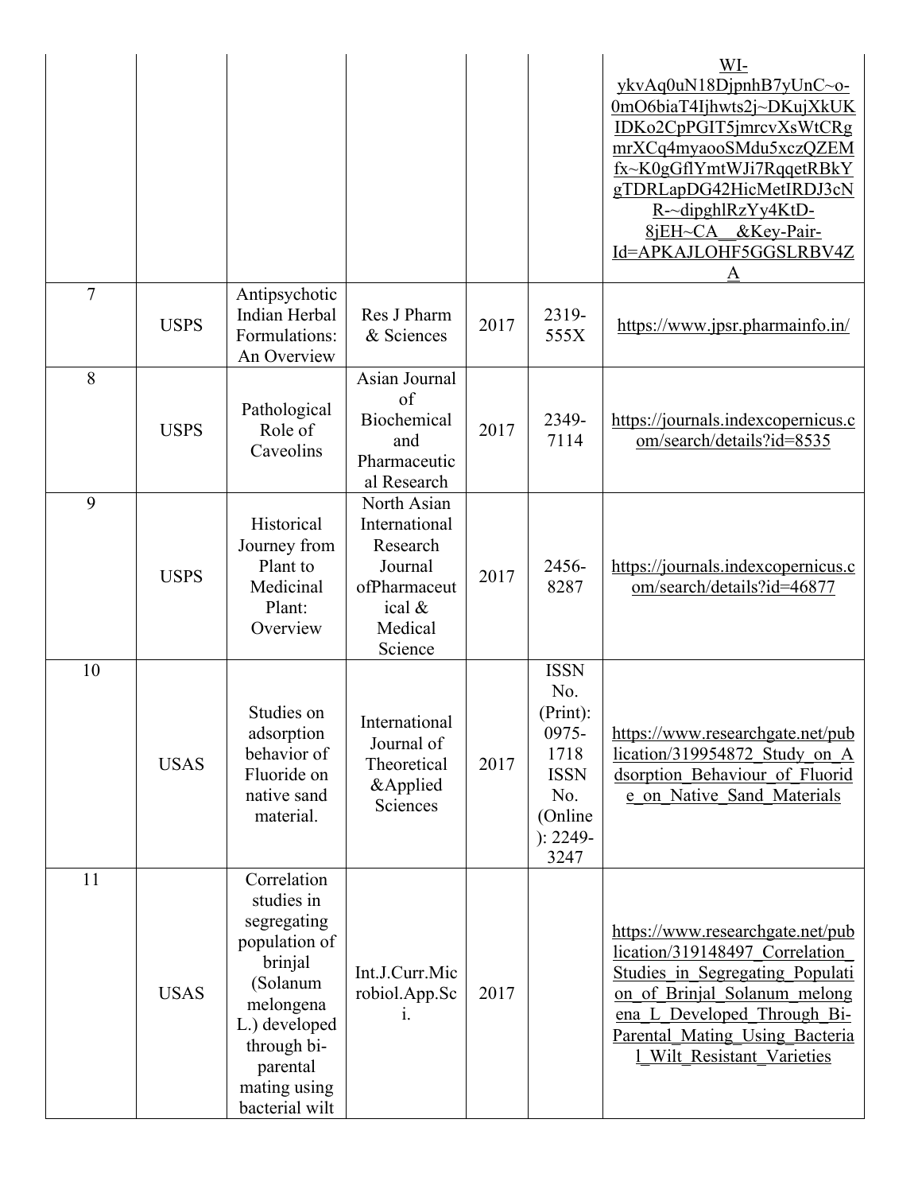|  |  |  |  |  |  | WI-ykvAq0uN18DjpnhB7yUnC~o-0mO6biaT4Ijhwts2j~DKujXkUKIDKo2CpPGIT5jmrcvXsWtCRgmrXCq4myaooSMdu5xczQZEMfx~K0gGflYmtWJi7RqqetRBkYgTDRLapDG42HicMetIRDJ3cNR-~dipghlRzYy4KtD-8jEH~CA__&Key-Pair-Id=APKAJLOHF5GGSLRBV4ZA |
|---|---|---|---|---|---|---|
| 7 | USPS | Antipsychotic Indian Herbal Formulations: An Overview | Res J Pharm & Sciences | 2017 | 2319-555X | https://www.jpsr.pharmainfo.in/ |
| 8 | USPS | Pathological Role of Caveolins | Asian Journal of Biochemical and Pharmaceutical Research | 2017 | 2349-7114 | https://journals.indexcopernicus.com/search/details?id=8535 |
| 9 | USPS | Historical Journey from Plant to Medicinal Plant: Overview | North Asian International Research Journal ofPharmaceutical & Medical Science | 2017 | 2456-8287 | https://journals.indexcopernicus.com/search/details?id=46877 |
| 10 | USAS | Studies on adsorption behavior of Fluoride on native sand material. | International Journal of Theoretical &Applied Sciences | 2017 | ISSN No. (Print): 0975-1718 ISSN No. (Online): 2249-3247 | https://www.researchgate.net/publication/319954872_Study_on_Adsorption_Behaviour_of_Fluoride_on_Native_Sand_Materials |
| 11 | USAS | Correlation studies in segregating population of brinjal (Solanum melongena L.) developed through bi-parental mating using bacterial wilt | Int.J.Curr.Microbiol.App.Sci. | 2017 |  | https://www.researchgate.net/publication/319148497_Correlation_Studies_in_Segregating_Population_of_Brinjal_Solanum_melongena_L_Developed_Through_Bi-Parental_Mating_Using_Bacterial_Wilt_Resistant_Varieties |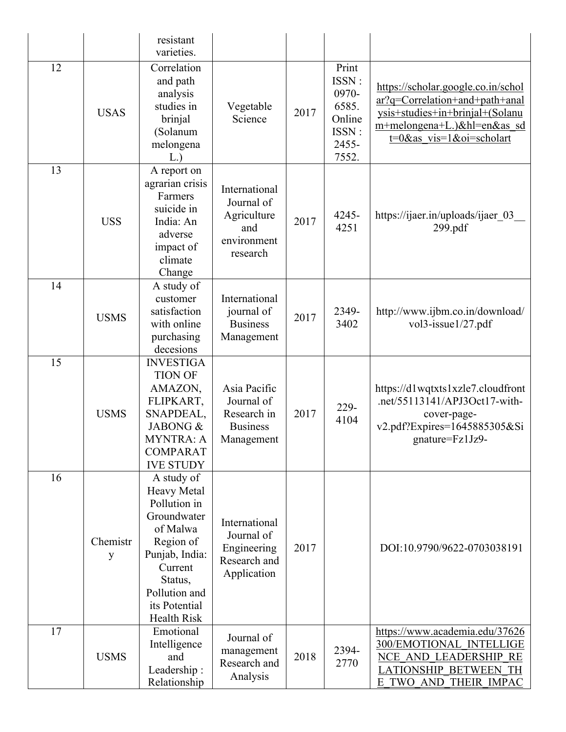| | | resistant varieties. | | | | |
|---|---|---|---|---|---|---|
| 12 | USAS | Correlation and path analysis studies in brinjal (Solanum melongena L.) | Vegetable Science | 2017 | Print ISSN : 0970-6585. Online ISSN : 2455-7552. | https://scholar.google.co.in/scholar?q=Correlation+and+path+analysis+studies+in+brinjal+(Solanum+melongena+L.)&hl=en&as_sdt=0&as_vis=1&oi=scholart |
| 13 | USS | A report on agrarian crisis Farmers suicide in India: An adverse impact of climate Change | International Journal of Agriculture and environment research | 2017 | 4245-4251 | https://ijaer.in/uploads/ijaer_03__299.pdf |
| 14 | USMS | A study of customer satisfaction with online purchasing decesions | International journal of Business Management | 2017 | 2349-3402 | http://www.ijbm.co.in/download/vol3-issue1/27.pdf |
| 15 | USMS | INVESTIGATION OF AMAZON, FLIPKART, SNAPDEAL, JABONG & MYNTRA: A COMPARATIVE STUDY | Asia Pacific Journal of Research in Business Management | 2017 | 229-4104 | https://d1wqtxts1xzle7.cloudfront.net/55113141/APJ3Oct17-with-cover-page-v2.pdf?Expires=1645885305&Signature=Fz1Jz9- |
| 16 | Chemistry | A study of Heavy Metal Pollution in Groundwater of Malwa Region of Punjab, India: Current Status, Pollution and its Potential Health Risk | International Journal of Engineering Research and Application | 2017 | | DOI:10.9790/9622-0703038191 |
| 17 | USMS | Emotional Intelligence and Leadership : Relationship | Journal of management Research and Analysis | 2018 | 2394-2770 | https://www.academia.edu/37626300/EMOTIONAL_INTELLIGENCE_AND_LEADERSHIP_RELATIONSHIP_BETWEEN_THE_TWO_AND_THEIR_IMPAC |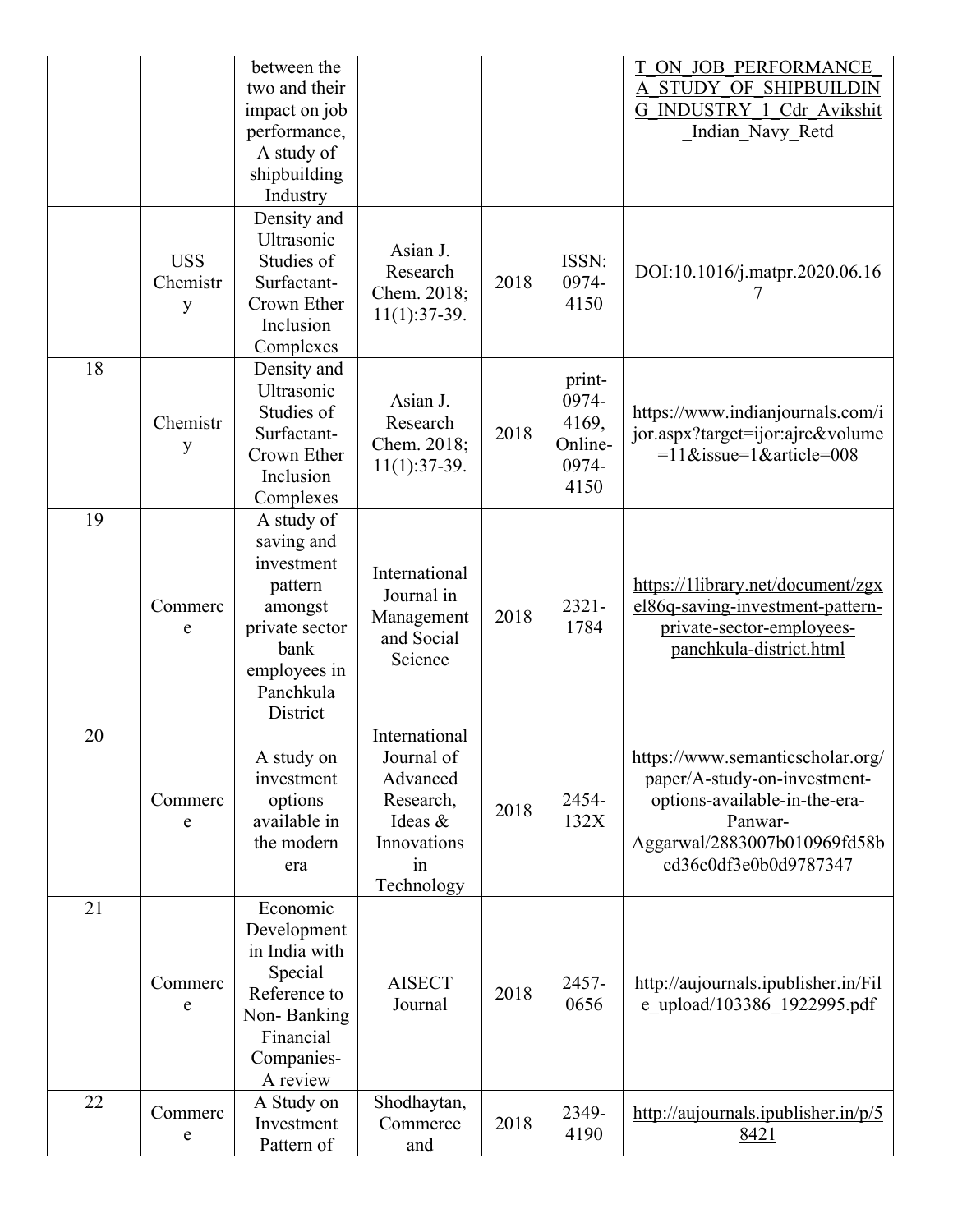| | | between the two and their impact on job performance, A study of shipbuilding Industry | | | | T_ON_JOB_PERFORMANCE_A_STUDY_OF_SHIPBUILDING_INDUSTRY_1_Cdr_Avikshit_Indian_Navy_Retd |
|---|---|---|---|---|---|---|
| | USS Chemistry | Density and Ultrasonic Studies of Surfactant-Crown Ether Inclusion Complexes | Asian J. Research Chem. 2018; 11(1):37-39. | 2018 | ISSN: 0974-4150 | DOI:10.1016/j.matpr.2020.06.167 |
| 18 | Chemistry | Density and Ultrasonic Studies of Surfactant-Crown Ether Inclusion Complexes | Asian J. Research Chem. 2018; 11(1):37-39. | 2018 | print-0974-4169, Online-0974-4150 | https://www.indianjournals.com/ijor.aspx?target=ijor:ajrc&volume=11&issue=1&article=008 |
| 19 | Commerce | A study of saving and investment pattern amongst private sector bank employees in Panchkula District | International Journal in Management and Social Science | 2018 | 2321-1784 | https://1library.net/document/zgxel86q-saving-investment-pattern-private-sector-employees-panchkula-district.html |
| 20 | Commerce | A study on investment options available in the modern era | International Journal of Advanced Research, Ideas & Innovations in Technology | 2018 | 2454-132X | https://www.semanticscholar.org/paper/A-study-on-investment-options-available-in-the-era-Panwar-Aggarwal/2883007b010969fd58bcd36c0df3e0b0d9787347 |
| 21 | Commerce | Economic Development in India with Special Reference to Non- Banking Financial Companies- A review | AISECT Journal | 2018 | 2457-0656 | http://aujournals.ipublisher.in/File_upload/103386_1922995.pdf |
| 22 | Commerce | A Study on Investment Pattern of | Shodhaytan, Commerce and | 2018 | 2349-4190 | http://aujournals.ipublisher.in/p/58421 |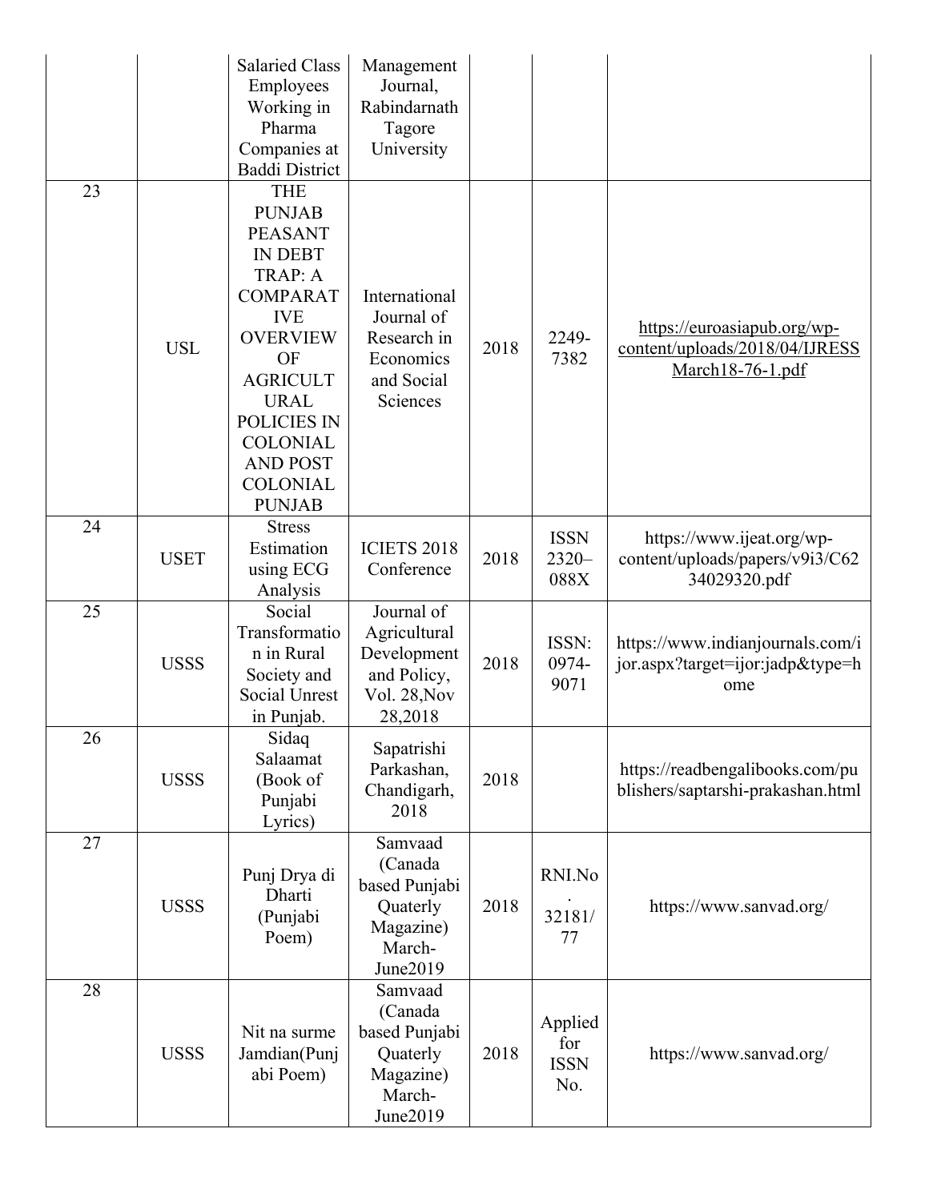| | | Salaried Class Employees Working in Pharma Companies at Baddi District | Management Journal, Rabindarnath Tagore University | | | |
|---|---|---|---|---|---|---|
| 23 | USL | THE PUNJAB PEASANT IN DEBT TRAP: A COMPARATIVE OVERVIEW OF AGRICULTURAL POLICIES IN COLONIAL AND POST COLONIAL PUNJAB | International Journal of Research in Economics and Social Sciences | 2018 | 2249-7382 | https://euroasiapub.org/wp-content/uploads/2018/04/IJRESSMarch18-76-1.pdf |
| 24 | USET | Stress Estimation using ECG Analysis | ICIETS 2018 Conference | 2018 | ISSN 2320–088X | https://www.ijeat.org/wp-content/uploads/papers/v9i3/C6234029320.pdf |
| 25 | USSS | Social Transformation in Rural Society and Social Unrest in Punjab. | Journal of Agricultural Development and Policy, Vol. 28,Nov 28,2018 | 2018 | ISSN: 0974-9071 | https://www.indianjournals.com/ijor.aspx?target=ijor:jadp&type=home |
| 26 | USSS | Sidaq Salaamat (Book of Punjabi Lyrics) | Sapatrishi Parkashan, Chandigarh, 2018 | 2018 | | https://readbengalibooks.com/publishers/saptarshi-prakashan.html |
| 27 | USSS | Punj Drya di Dharti (Punjabi Poem) | Samvaad (Canada based Punjabi Quaterly Magazine) March-June2019 | 2018 | RNI.No. 32181/77 | https://www.sanvad.org/ |
| 28 | USSS | Nit na surme Jamdian(Punjabi Poem) | Samvaad (Canada based Punjabi Quaterly Magazine) March-June2019 | 2018 | Applied for ISSN No. | https://www.sanvad.org/ |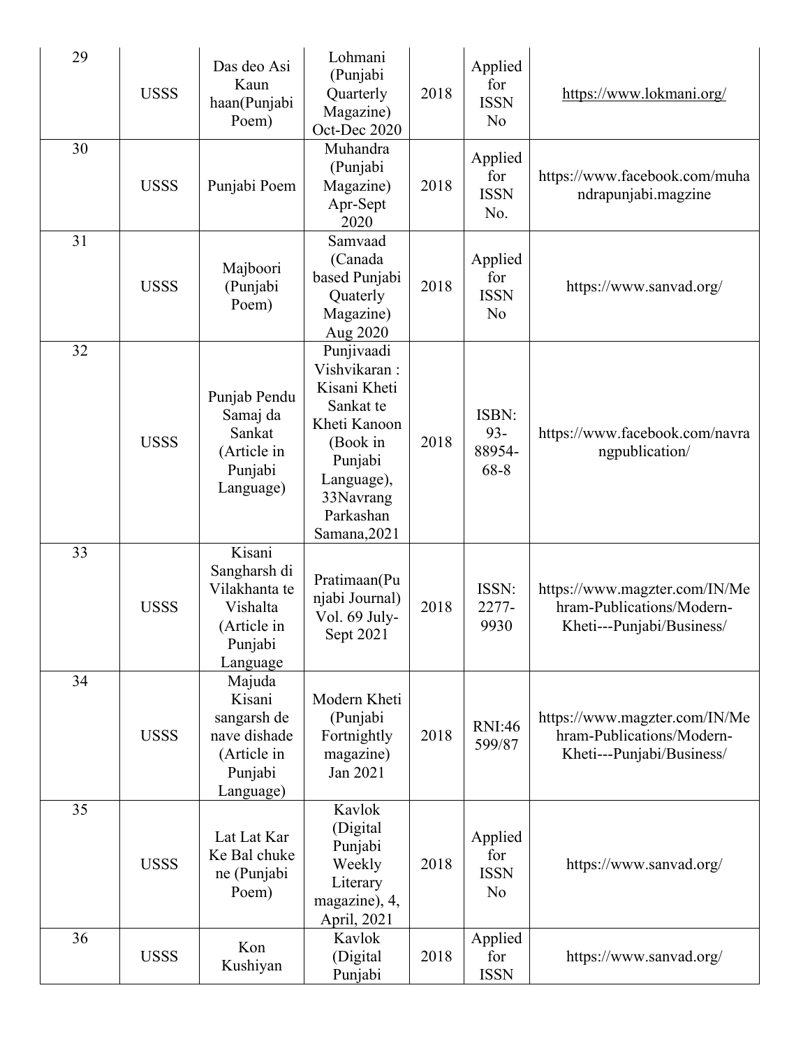| 29 | USSS | Das deo Asi Kaun haan(Punjabi Poem) | Lohmani (Punjabi Quarterly Magazine) Oct-Dec 2020 | 2018 | Applied for ISSN No | https://www.lokmani.org/ |
|---|---|---|---|---|---|---|
| 30 | USSS | Punjabi Poem | Muhandra (Punjabi Magazine) Apr-Sept 2020 | 2018 | Applied for ISSN No. | https://www.facebook.com/muhandrapunjabi.magzine |
| 31 | USSS | Majboori (Punjabi Poem) | Samvaad (Canada based Punjabi Quaterly Magazine) Aug 2020 | 2018 | Applied for ISSN No | https://www.sanvad.org/ |
| 32 | USSS | Punjab Pendu Samaj da Sankat (Article in Punjabi Language) | Punjivaadi Vishvikaran : Kisani Kheti Sankat te Kheti Kanoon (Book in Punjabi Language), 33Navrang Parkashan Samana,2021 | 2018 | ISBN: 93-88954-68-8 | https://www.facebook.com/navrangpublication/ |
| 33 | USSS | Kisani Sangharsh di Vilakhanta te Vishalta (Article in Punjabi Language | Pratimaan(Punjabi Journal) Vol. 69 July-Sept 2021 | 2018 | ISSN: 2277-9930 | https://www.magzter.com/IN/Mehram-Publications/Modern-Kheti---Punjabi/Business/ |
| 34 | USSS | Majuda Kisani sangarsh de nave dishade (Article in Punjabi Language) | Modern Kheti (Punjabi Fortnightly magazine) Jan 2021 | 2018 | RNI:46599/87 | https://www.magzter.com/IN/Mehram-Publications/Modern-Kheti---Punjabi/Business/ |
| 35 | USSS | Lat Lat Kar Ke Bal chuke ne (Punjabi Poem) | Kavlok (Digital Punjabi Weekly Literary magazine), 4, April, 2021 | 2018 | Applied for ISSN No | https://www.sanvad.org/ |
| 36 | USSS | Kon Kushiyan | Kavlok (Digital Punjabi | 2018 | Applied for ISSN | https://www.sanvad.org/ |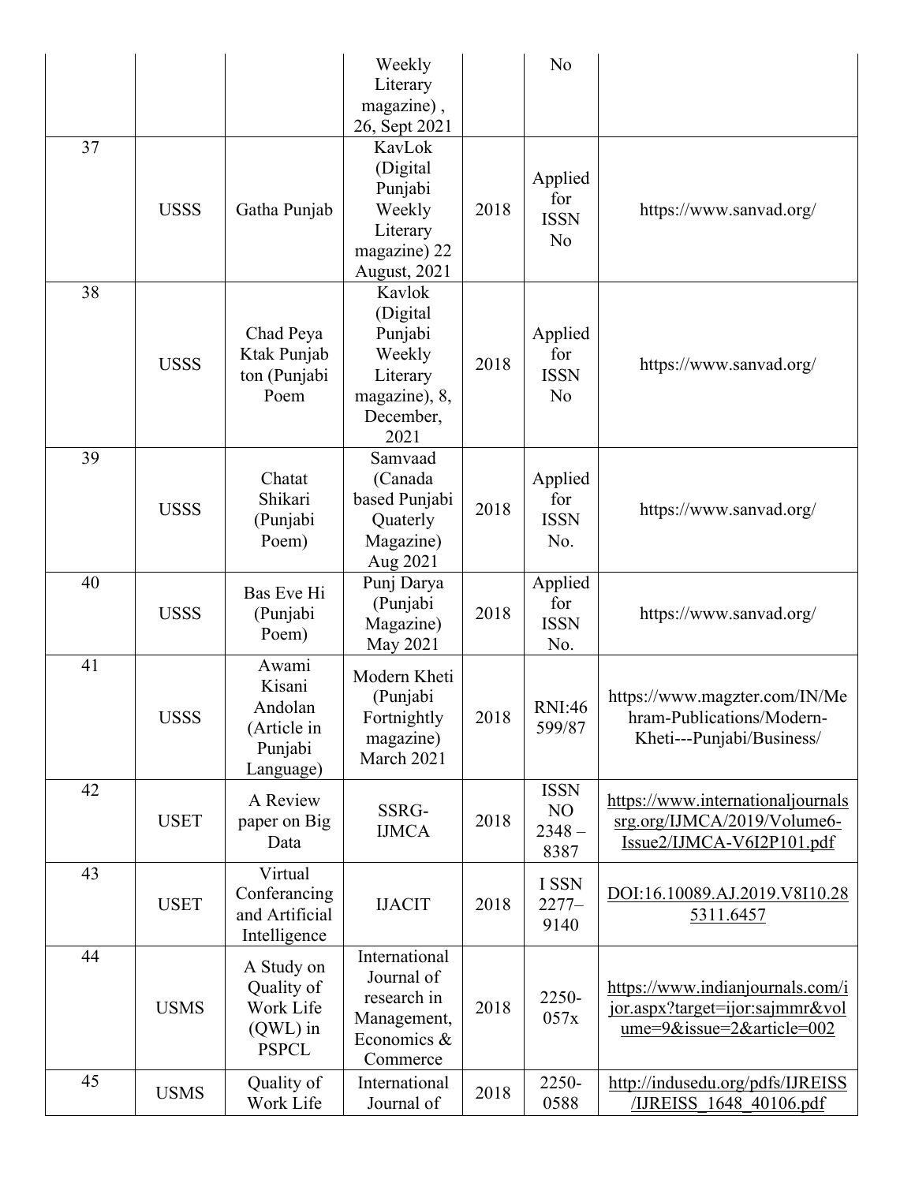| | | | Weekly Literary magazine) , 26, Sept 2021 | | No | |
|---|---|---|---|---|---|---|
| 37 | USSS | Gatha Punjab | KavLok (Digital Punjabi Weekly Literary magazine) 22 August, 2021 | 2018 | Applied for ISSN No | https://www.sanvad.org/ |
| 38 | USSS | Chad Peya Ktak Punjab ton (Punjabi Poem | Kavlok (Digital Punjabi Weekly Literary magazine), 8, December, 2021 | 2018 | Applied for ISSN No | https://www.sanvad.org/ |
| 39 | USSS | Chatat Shikari (Punjabi Poem) | Samvaad (Canada based Punjabi Quaterly Magazine) Aug 2021 | 2018 | Applied for ISSN No. | https://www.sanvad.org/ |
| 40 | USSS | Bas Eve Hi (Punjabi Poem) | Punj Darya (Punjabi Magazine) May 2021 | 2018 | Applied for ISSN No. | https://www.sanvad.org/ |
| 41 | USSS | Awami Kisani Andolan (Article in Punjabi Language) | Modern Kheti (Punjabi Fortnightly magazine) March 2021 | 2018 | RNI:46599/87 | https://www.magzter.com/IN/Mehram-Publications/Modern-Kheti---Punjabi/Business/ |
| 42 | USET | A Review paper on Big Data | SSRG-IJMCA | 2018 | ISSN NO 2348 – 8387 | https://www.internationaljournalssrg.org/IJMCA/2019/Volume6-Issue2/IJMCA-V6I2P101.pdf |
| 43 | USET | Virtual Conferancing and Artificial Intelligence | IJACIT | 2018 | I SSN 2277–9140 | DOI:16.10089.AJ.2019.V8I10.285311.6457 |
| 44 | USMS | A Study on Quality of Work Life (QWL) in PSPCL | International Journal of research in Management, Economics & Commerce | 2018 | 2250-057x | https://www.indianjournals.com/ijor.aspx?target=ijor:sajmmr&volume=9&issue=2&article=002 |
| 45 | USMS | Quality of Work Life | International Journal of | 2018 | 2250-0588 | http://indusedu.org/pdfs/IJREISS/IJREISS_1648_40106.pdf |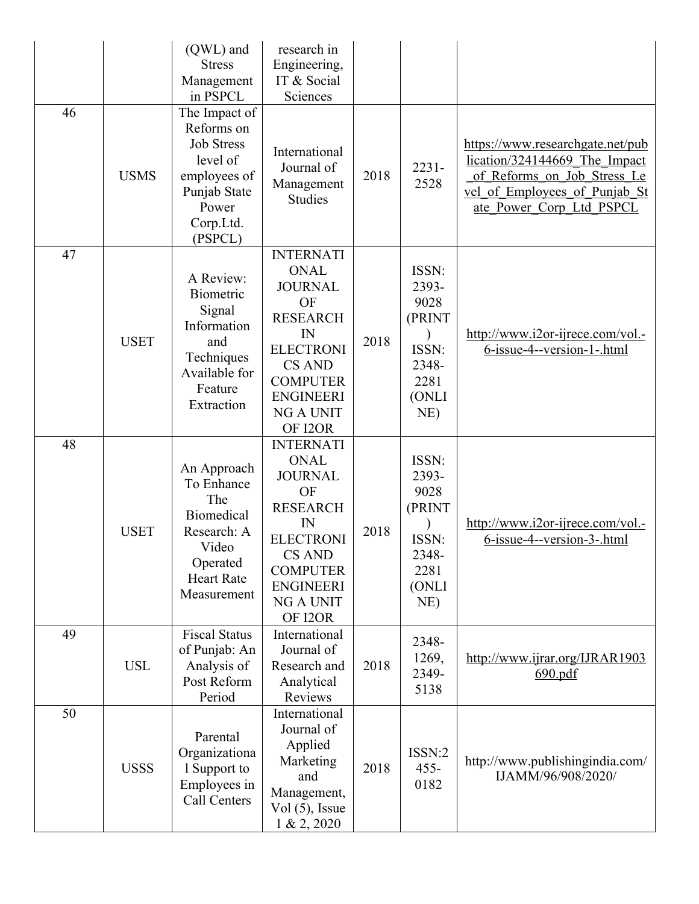| | | (QWL) and Stress Management in PSPCL | research in Engineering, IT & Social Sciences | | | |
|---|---|---|---|---|---|---|
| 46 | USMS | The Impact of Reforms on Job Stress level of employees of Punjab State Power Corp.Ltd. (PSPCL) | International Journal of Management Studies | 2018 | 2231-2528 | https://www.researchgate.net/publication/324144669_The_Impact_of_Reforms_on_Job_Stress_Level_of_Employees_of_Punjab_State_Power_Corp_Ltd_PSPCL |
| 47 | USET | A Review: Biometric Signal Information and Techniques Available for Feature Extraction | INTERNATIONAL JOURNAL OF RESEARCH IN ELECTRONICS AND COMPUTER ENGINEERING A UNIT OF I2OR | 2018 | ISSN: 2393-9028 (PRINT) ISSN: 2348-2281 (ONLINE) | http://www.i2or-ijrece.com/vol.-6-issue-4--version-1-.html |
| 48 | USET | An Approach To Enhance The Biomedical Research: A Video Operated Heart Rate Measurement | INTERNATIONAL JOURNAL OF RESEARCH IN ELECTRONICS AND COMPUTER ENGINEERING A UNIT OF I2OR | 2018 | ISSN: 2393-9028 (PRINT) ISSN: 2348-2281 (ONLINE) | http://www.i2or-ijrece.com/vol.-6-issue-4--version-3-.html |
| 49 | USL | Fiscal Status of Punjab: An Analysis of Post Reform Period | International Journal of Research and Analytical Reviews | 2018 | 2348-1269, 2349-5138 | http://www.ijrar.org/IJRAR1903690.pdf |
| 50 | USSS | Parental Organizational Support to Employees in Call Centers | International Journal of Applied Marketing and Management, Vol (5), Issue 1 & 2, 2020 | 2018 | ISSN:2455-0182 | http://www.publishingindia.com/IJAMM/96/908/2020/ |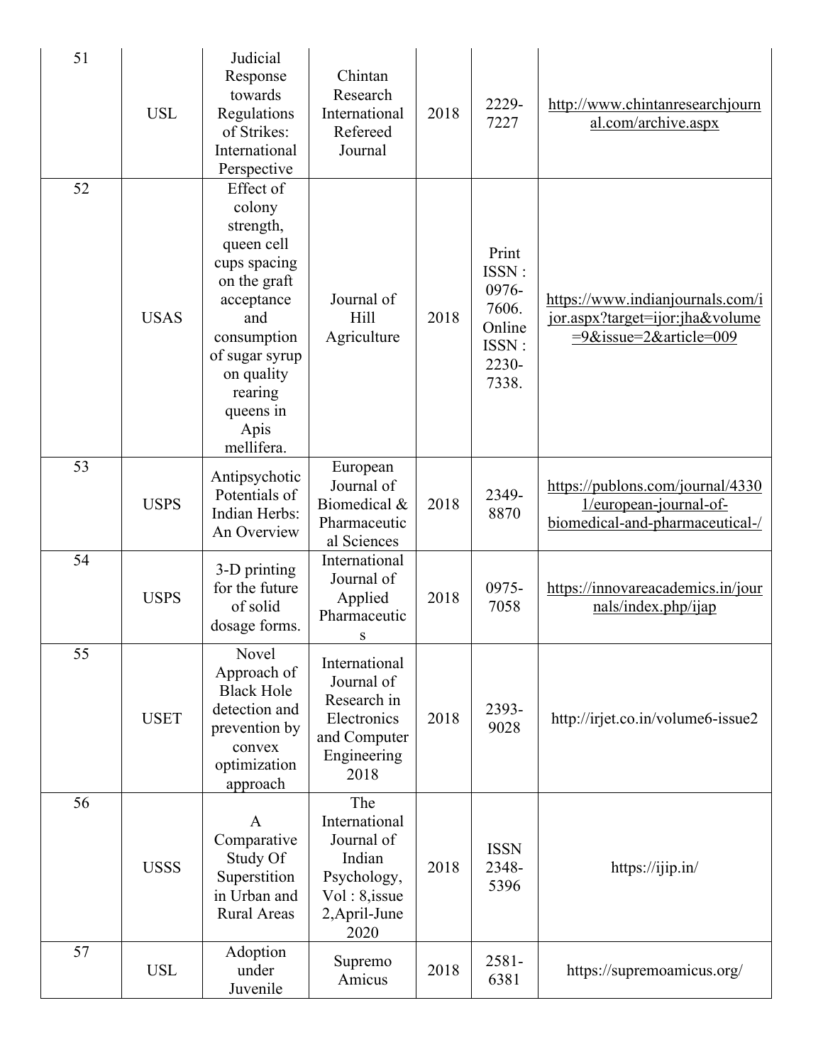| 51 | USL | Judicial Response towards Regulations of Strikes: International Perspective | Chintan Research International Refereed Journal | 2018 | 2229-7227 | http://www.chintanresearchjournal.com/archive.aspx |
|---|---|---|---|---|---|---|
| 52 | USAS | Effect of colony strength, queen cell cups spacing on the graft acceptance and consumption of sugar syrup on quality rearing queens in Apis mellifera. | Journal of Hill Agriculture | 2018 | Print ISSN : 0976-7606. Online ISSN : 2230-7338. | https://www.indianjournals.com/ijor.aspx?target=ijor:jha&volume=9&issue=2&article=009 |
| 53 | USPS | Antipsychotic Potentials of Indian Herbs: An Overview | European Journal of Biomedical & Pharmaceutical Sciences | 2018 | 2349-8870 | https://publons.com/journal/43301/european-journal-of-biomedical-and-pharmaceutical-/ |
| 54 | USPS | 3-D printing for the future of solid dosage forms. | International Journal of Applied Pharmaceutics | 2018 | 0975-7058 | https://innovareacademics.in/journals/index.php/ijap |
| 55 | USET | Novel Approach of Black Hole detection and prevention by convex optimization approach | International Journal of Research in Electronics and Computer Engineering 2018 | 2018 | 2393-9028 | http://irjet.co.in/volume6-issue2 |
| 56 | USSS | A Comparative Study Of Superstition in Urban and Rural Areas | The International Journal of Indian Psychology, Vol : 8,issue 2,April-June 2020 | 2018 | ISSN 2348-5396 | https://ijip.in/ |
| 57 | USL | Adoption under Juvenile | Supremo Amicus | 2018 | 2581-6381 | https://supremoamicus.org/ |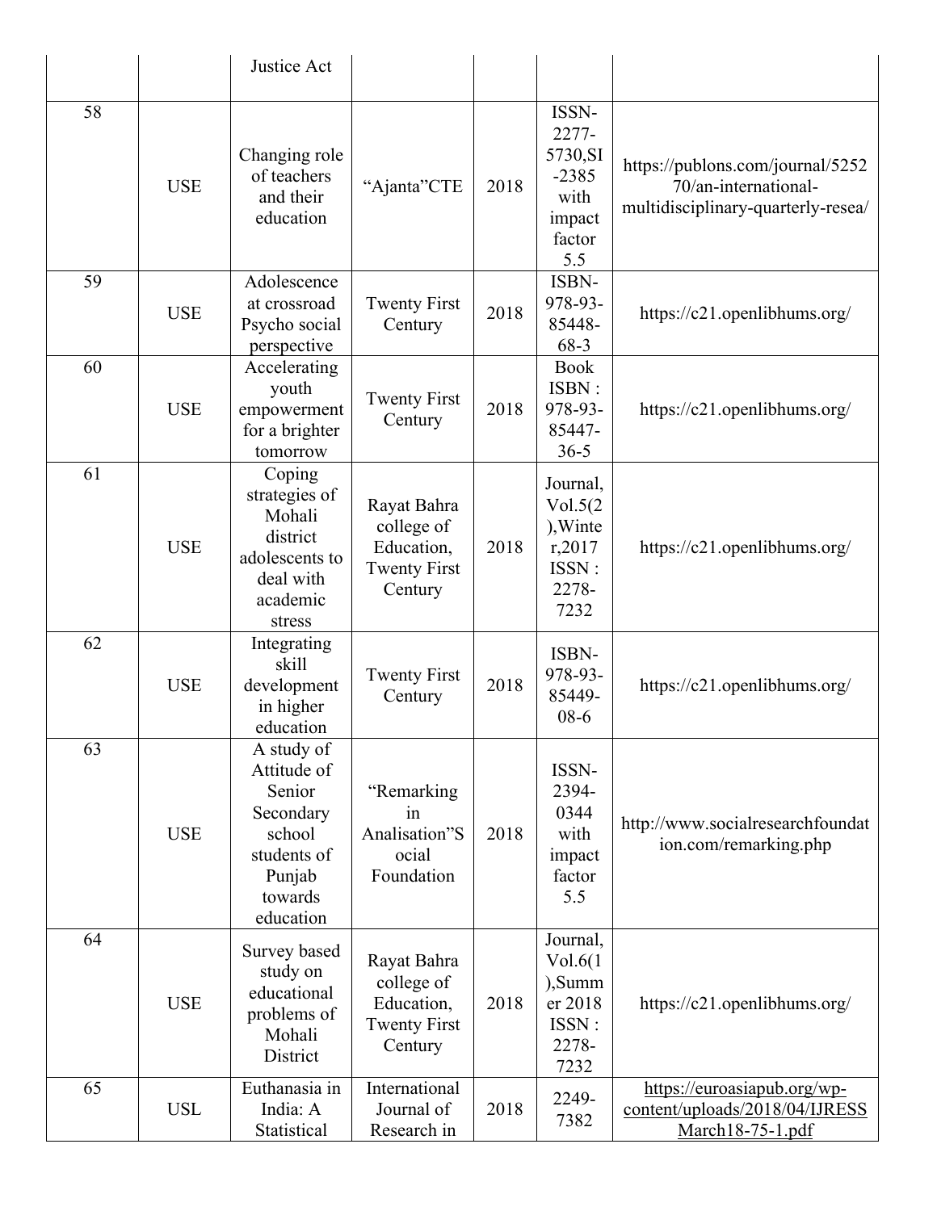| | | | | | | |
|---|---|---|---|---|---|---|
| | | Justice Act | | | | |
| 58 | USE | Changing role of teachers and their education | "Ajanta"CTE | 2018 | ISSN-2277-5730,SI-2385 with impact factor 5.5 | https://publons.com/journal/525270/an-international-multidisciplinary-quarterly-resea/ |
| 59 | USE | Adolescence at crossroad Psycho social perspective | Twenty First Century | 2018 | ISBN-978-93-85448-68-3 | https://c21.openlibhums.org/ |
| 60 | USE | Accelerating youth empowerment for a brighter tomorrow | Twenty First Century | 2018 | Book ISBN : 978-93-85447-36-5 | https://c21.openlibhums.org/ |
| 61 | USE | Coping strategies of Mohali district adolescents to deal with academic stress | Rayat Bahra college of Education, Twenty First Century | 2018 | Journal, Vol.5(2),Winter,2017 ISSN : 2278-7232 | https://c21.openlibhums.org/ |
| 62 | USE | Integrating skill development in higher education | Twenty First Century | 2018 | ISBN-978-93-85449-08-6 | https://c21.openlibhums.org/ |
| 63 | USE | A study of Attitude of Senior Secondary school students of Punjab towards education | "Remarking in Analisation"Social Foundation | 2018 | ISSN-2394-0344 with impact factor 5.5 | http://www.socialresearchfoundation.com/remarking.php |
| 64 | USE | Survey based study on educational problems of Mohali District | Rayat Bahra college of Education, Twenty First Century | 2018 | Journal, Vol.6(1),Summer 2018 ISSN : 2278-7232 | https://c21.openlibhums.org/ |
| 65 | USL | Euthanasia in India: A Statistical | International Journal of Research in | 2018 | 2249-7382 | https://euroasiapub.org/wp-content/uploads/2018/04/IJRESSMarch18-75-1.pdf |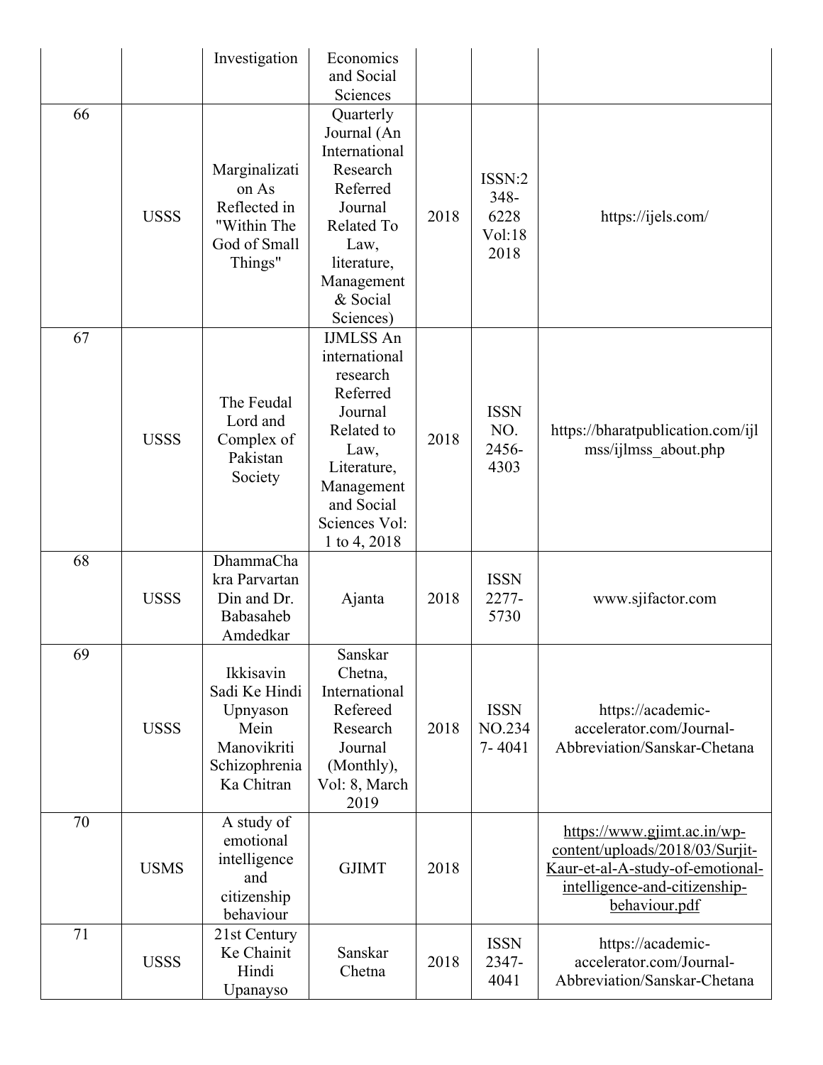| | | | | | | |
|---|---|---|---|---|---|---|
| | | Investigation | Economics and Social Sciences | | | |
| 66 | USSS | Marginalization As Reflected in "Within The God of Small Things" | Quarterly Journal (An International Research Referred Journal Related To Law, literature, Management & Social Sciences) | 2018 | ISSN:2348-6228 Vol:18 2018 | https://ijels.com/ |
| 67 | USSS | The Feudal Lord and Complex of Pakistan Society | IJMLSS An international research Referred Journal Related to Law, Literature, Management and Social Sciences Vol: 1 to 4, 2018 | 2018 | ISSN NO. 2456-4303 | https://bharatpublication.com/ijlmss/ijlmss_about.php |
| 68 | USSS | DhammaChakra Parvartan Din and Dr. Babasaheb Amdedkar | Ajanta | 2018 | ISSN 2277-5730 | www.sjifactor.com |
| 69 | USSS | Ikkisavin Sadi Ke Hindi Upnyason Mein Manovikriti Schizophrenia Ka Chitran | Sanskar Chetna, International Refereed Research Journal (Monthly), Vol: 8, March 2019 | 2018 | ISSN NO.2347- 4041 | https://academic-accelerator.com/Journal-Abbreviation/Sanskar-Chetana |
| 70 | USMS | A study of emotional intelligence and citizenship behaviour | GJIMT | 2018 | | https://www.gjimt.ac.in/wp-content/uploads/2018/03/Surjit-Kaur-et-al-A-study-of-emotional-intelligence-and-citizenship-behaviour.pdf |
| 71 | USSS | 21st Century Ke Chainit Hindi Upanayso | Sanskar Chetna | 2018 | ISSN 2347-4041 | https://academic-accelerator.com/Journal-Abbreviation/Sanskar-Chetana |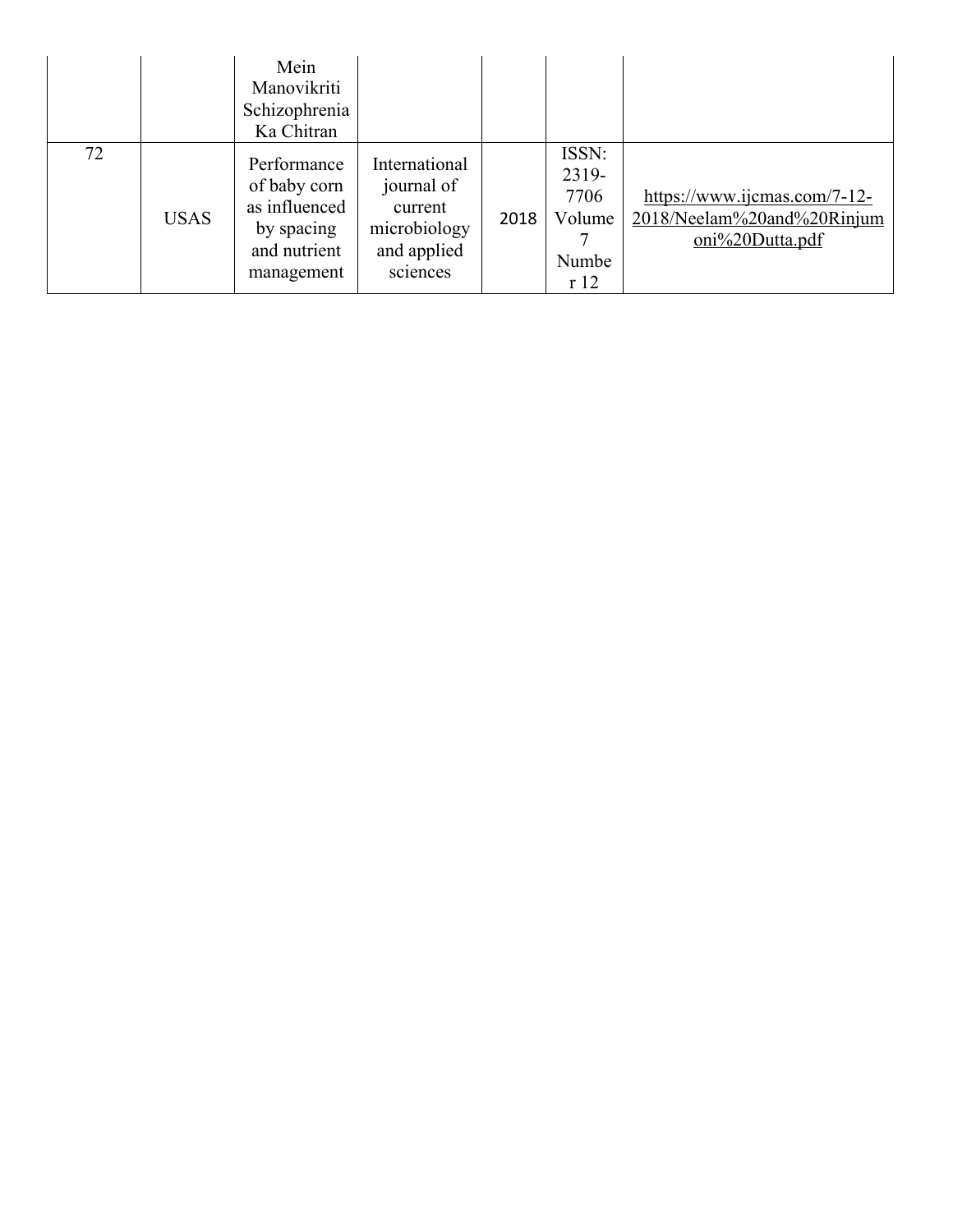| | | Mein Manovikriti Schizophrenia Ka Chitran | | | | |
|---|---|---|---|---|---|---|
| 72 | USAS | Performance of baby corn as influenced by spacing and nutrient management | International journal of current microbiology and applied sciences | 2018 | ISSN: 2319-7706 Volume 7 Number 12 | https://www.ijcmas.com/7-12-2018/Neelam%20and%20Rinjumoni%20Dutta.pdf |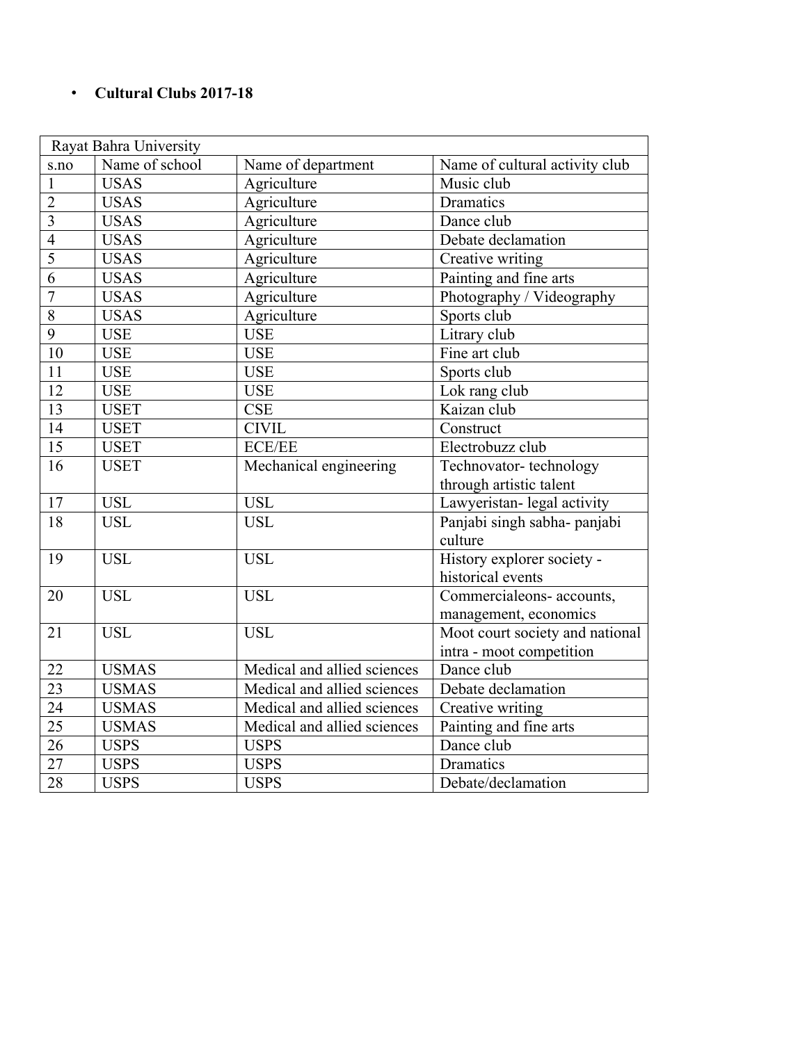- **Cultural Clubs 2017-18**

| Rayat Bahra University | | | |
|---|---|---|---|
| s.no | Name of school | Name of department | Name of cultural activity club |
| 1 | USAS | Agriculture | Music club |
| 2 | USAS | Agriculture | Dramatics |
| 3 | USAS | Agriculture | Dance club |
| 4 | USAS | Agriculture | Debate declamation |
| 5 | USAS | Agriculture | Creative writing |
| 6 | USAS | Agriculture | Painting and fine arts |
| 7 | USAS | Agriculture | Photography / Videography |
| 8 | USAS | Agriculture | Sports club |
| 9 | USE | USE | Litrary club |
| 10 | USE | USE | Fine art club |
| 11 | USE | USE | Sports club |
| 12 | USE | USE | Lok rang club |
| 13 | USET | CSE | Kaizan club |
| 14 | USET | CIVIL | Construct |
| 15 | USET | ECE/EE | Electrobuzz club |
| 16 | USET | Mechanical engineering | Technovator- technology through artistic talent |
| 17 | USL | USL | Lawyeristan- legal activity |
| 18 | USL | USL | Panjabi singh sabha- panjabi culture |
| 19 | USL | USL | History explorer society - historical events |
| 20 | USL | USL | Commercialeons- accounts, management, economics |
| 21 | USL | USL | Moot court society and national intra - moot competition |
| 22 | USMAS | Medical and allied sciences | Dance club |
| 23 | USMAS | Medical and allied sciences | Debate declamation |
| 24 | USMAS | Medical and allied sciences | Creative writing |
| 25 | USMAS | Medical and allied sciences | Painting and fine arts |
| 26 | USPS | USPS | Dance club |
| 27 | USPS | USPS | Dramatics |
| 28 | USPS | USPS | Debate/declamation |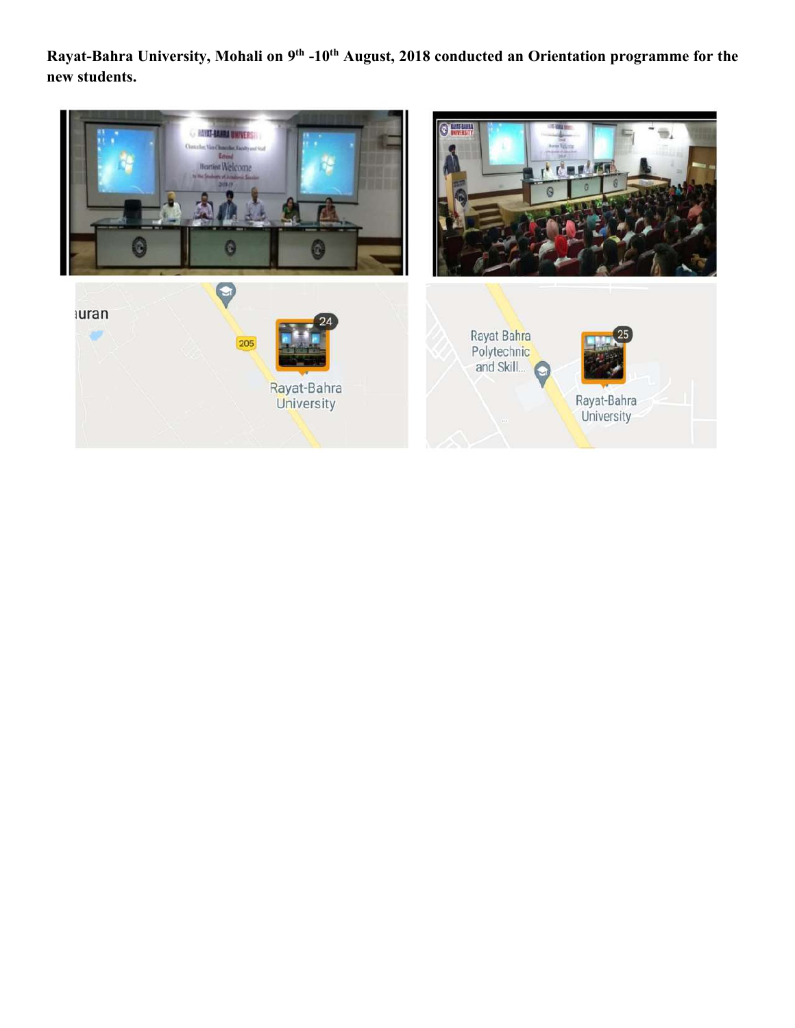**Rayat-Bahra University, Mohali on 9th -10th August, 2018 conducted an Orientation programme for the new students.**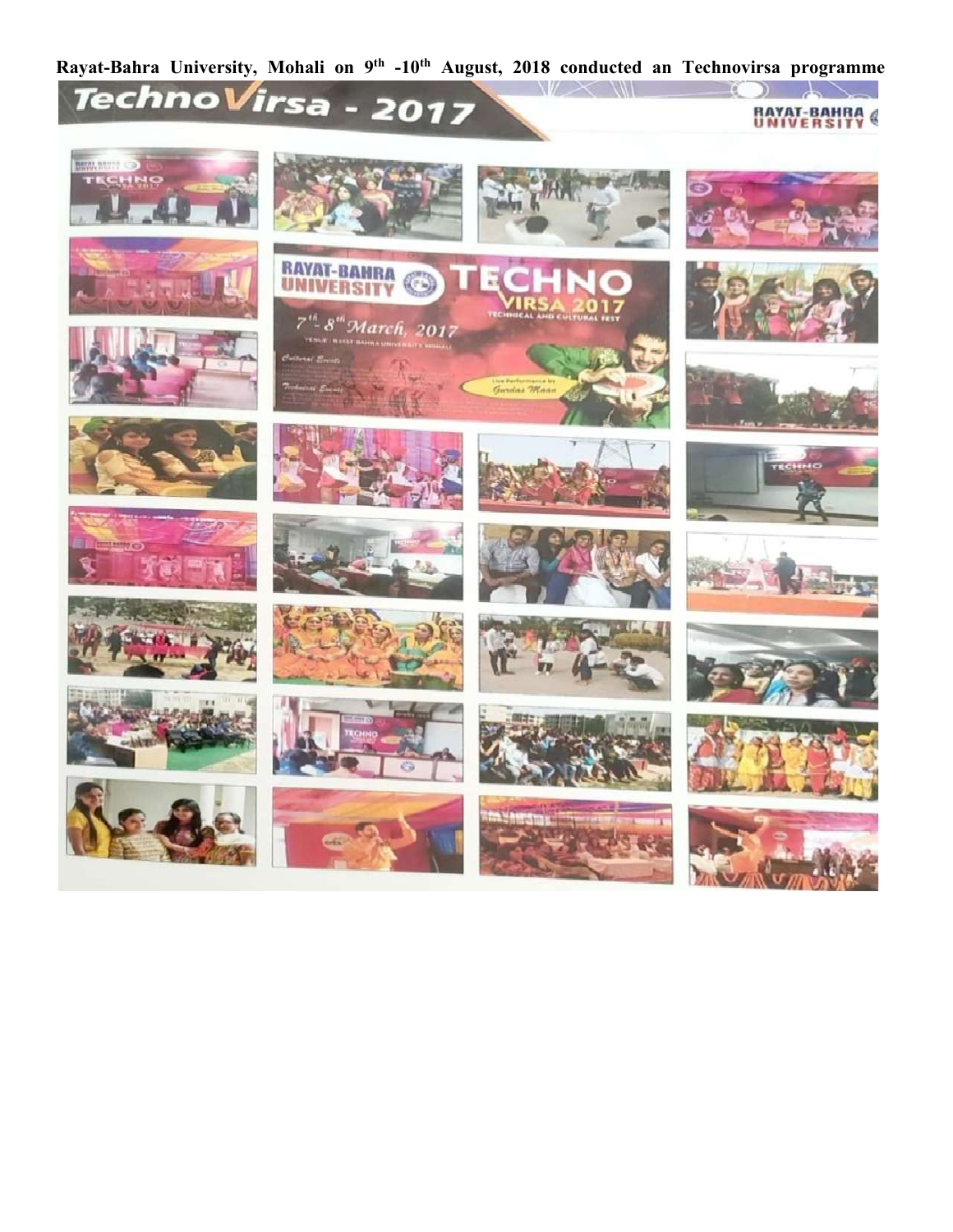**Rayat-Bahra University, Mohali on 9th -10th August, 2018 conducted an Technovirsa programme**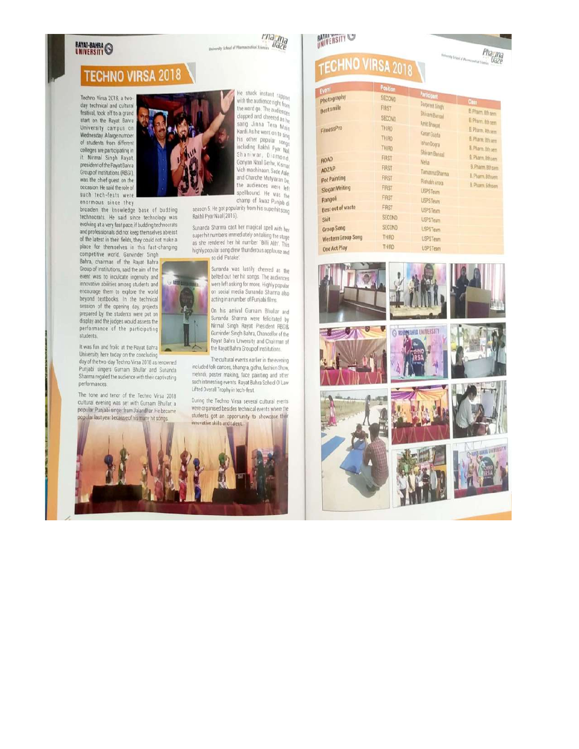# TECHNO VIRSA 2018

Techno Virsa 2018, a two-day technical and cultural festival, took off to a grand start on the Rayat Bahra University campus on Wednesday. A large number of students from different colleges are participating in it. Nirmal Singh Rayat, president of the Rayat Bahra Group of Institutions (RBGI), was the chief guest on the occasion. He said the role of such tech-fests were enormous since they broaden the knowledge base of budding technocrats. He said since technology was evolving at a very fast pace, if budding technocrats and professionals did not keep themselves abreast of the latest in their fields, they could not make a place for themselves in this fast-changing competitive world. Gurvinder Singh Bahra, chairman of the Rayat Bahra Group of Institutions, said the aim of the event was to inculcate ingenuity and innovative abilities among students and encourage them to explore the world beyond textbooks. In the technical session of the opening day, projects prepared by the students were put on display and the judges would assess the performance of the participating students.

It was fun and frolic at the Rayat Bahra University here today on the concluding day of the two-day Techno Virsa 2018 as renowned Punjabi singers Gurnam Bhullar and Sunanda Sharma regaled the audience with their captivating performances.

The tone and tenor of the Techno Virsa 2018 cultural evening was set with Gurnam Bhullar, a popular Punjabi singer from Jalandhar. He became popular last year because of his many hit songs.

He stuck instant rapport with the audience right from the word go. The audiences clapped and cheered as he sang Jinna Tera Main Kardi. As he went on to sing his other popular songs including Rakhli Pyar Nal, Shaniwar, Diamond, Gonyan Naal Gerhe, Kismat Vich machinaan, Sade Aale and Charche Mutyaran De, the audiences were left spellbound. He was the champ of Awaz Punjab di season 5. He got popularity from his superhit song Rakhli Pyar Naal (2016).

Sunanda Sharma cast her magical spell with her superhit numbers immediately on taking the stage as she rendered her hit number 'Billi Akh'. This highly popular song drew thunderous applause and so did 'Patake'.

Sunanda was lustily cheered as she belted out her hit songs. The audiences were left asking for more. Highly popular on social media Sunanda Sharma also acting in a number of Punjabi films.

On his arrival Gurnam Bhullar and Sunanda Sharma were felicitated by Nirmal Singh Rayat President RBGI & Gurvinder Singh Bahra, Chancellor of the Rayat Bahra University and Chairman of the Rayat Bahra Group of Institutions.

The cultural events earlier in the evening included folk dances, bhangra, gidha, fashion show, mehndi, poster making, face painting and other such interesting events. Rayat Bahra School Of Law Lifted Overall Trophy in tech-fest.

During the Techno Virsa several cultural events were organised besides technical events where the students got an opportunity to showcase their innovative skills and talent.

# TECHNO VIRSA 2018

| Event | Position | Participant | Class |
|---|---|---|---|
| Photography | SECOND | Darpreet Singh | B.Pharm. 8th sem |
| Bestsmile | FIRST | Shivam Bansal | B.Pharm. 8th sem |
| | SECOND | Amit Bhagat | B.Pharm. 4th sem |
| FitnessPro | THIRD | Karan Gupta | B.Pharm. 8th sem |
| | THIRD | Ishan Dogra | B.Pharm. 8th sem |
| | THIRD | Shivam Bansal | B.Pharm. 8th sem |
| ROAD | FIRST | Neha | B.Pharm. 8th sem |
| ADZAP | FIRST | Tamanna Sharma | B.Pharm. 8th sem |
| Pot Painting | FIRST | Rishabh Arora | B.Pharm. 6th sem |
| Slogan Writing | FIRST | USPS Team | |
| Rangoli | FIRST | USPS Team | |
| Best out of waste | FIRST | USPS Team | |
| Skit | SECOND | USPS Team | |
| Group Song | SECOND | USPS Team | |
| Western Group Song | THIRD | USPS Team | |
| One Act Play | THIRD | USPS Team | |